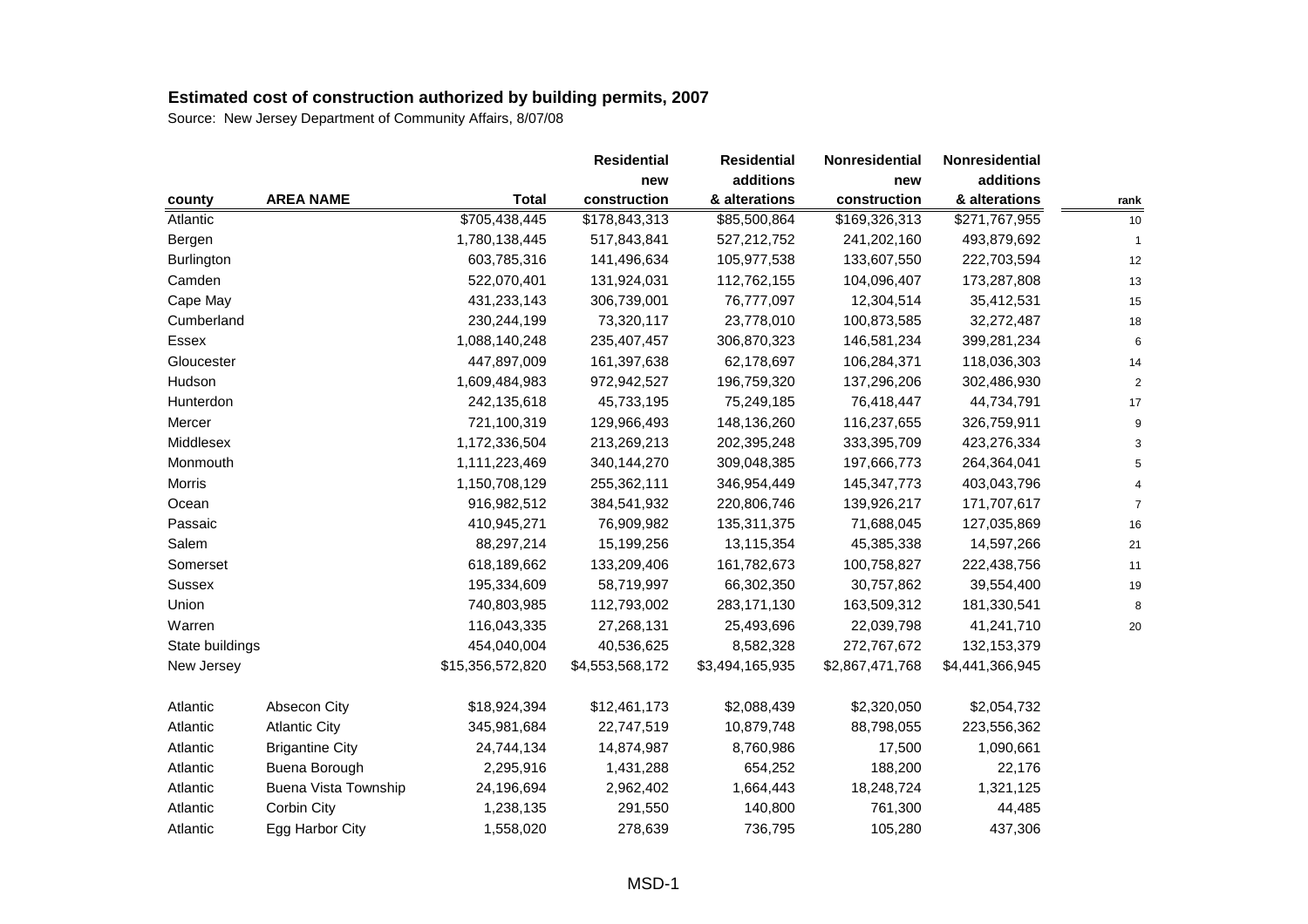## Estimated cost of construction authorized by building permits, 2007

Source: New Jersey Department of Community Affairs, 8/07/08

| county | AREA NAME | Total | Residential new construction | Residential additions & alterations | Nonresidential new construction | Nonresidential additions & alterations | rank |
|---|---|---|---|---|---|---|---|
| Atlantic | | $705,438,445 | $178,843,313 | $85,500,864 | $169,326,313 | $271,767,955 | 10 |
| Bergen | | 1,780,138,445 | 517,843,841 | 527,212,752 | 241,202,160 | 493,879,692 | 1 |
| Burlington | | 603,785,316 | 141,496,634 | 105,977,538 | 133,607,550 | 222,703,594 | 12 |
| Camden | | 522,070,401 | 131,924,031 | 112,762,155 | 104,096,407 | 173,287,808 | 13 |
| Cape May | | 431,233,143 | 306,739,001 | 76,777,097 | 12,304,514 | 35,412,531 | 15 |
| Cumberland | | 230,244,199 | 73,320,117 | 23,778,010 | 100,873,585 | 32,272,487 | 18 |
| Essex | | 1,088,140,248 | 235,407,457 | 306,870,323 | 146,581,234 | 399,281,234 | 6 |
| Gloucester | | 447,897,009 | 161,397,638 | 62,178,697 | 106,284,371 | 118,036,303 | 14 |
| Hudson | | 1,609,484,983 | 972,942,527 | 196,759,320 | 137,296,206 | 302,486,930 | 2 |
| Hunterdon | | 242,135,618 | 45,733,195 | 75,249,185 | 76,418,447 | 44,734,791 | 17 |
| Mercer | | 721,100,319 | 129,966,493 | 148,136,260 | 116,237,655 | 326,759,911 | 9 |
| Middlesex | | 1,172,336,504 | 213,269,213 | 202,395,248 | 333,395,709 | 423,276,334 | 3 |
| Monmouth | | 1,111,223,469 | 340,144,270 | 309,048,385 | 197,666,773 | 264,364,041 | 5 |
| Morris | | 1,150,708,129 | 255,362,111 | 346,954,449 | 145,347,773 | 403,043,796 | 4 |
| Ocean | | 916,982,512 | 384,541,932 | 220,806,746 | 139,926,217 | 171,707,617 | 7 |
| Passaic | | 410,945,271 | 76,909,982 | 135,311,375 | 71,688,045 | 127,035,869 | 16 |
| Salem | | 88,297,214 | 15,199,256 | 13,115,354 | 45,385,338 | 14,597,266 | 21 |
| Somerset | | 618,189,662 | 133,209,406 | 161,782,673 | 100,758,827 | 222,438,756 | 11 |
| Sussex | | 195,334,609 | 58,719,997 | 66,302,350 | 30,757,862 | 39,554,400 | 19 |
| Union | | 740,803,985 | 112,793,002 | 283,171,130 | 163,509,312 | 181,330,541 | 8 |
| Warren | | 116,043,335 | 27,268,131 | 25,493,696 | 22,039,798 | 41,241,710 | 20 |
| State buildings | | 454,040,004 | 40,536,625 | 8,582,328 | 272,767,672 | 132,153,379 | |
| New Jersey | | $15,356,572,820 | $4,553,568,172 | $3,494,165,935 | $2,867,471,768 | $4,441,366,945 | |
| | | | | | | | |
| Atlantic | Absecon City | $18,924,394 | $12,461,173 | $2,088,439 | $2,320,050 | $2,054,732 | |
| Atlantic | Atlantic City | 345,981,684 | 22,747,519 | 10,879,748 | 88,798,055 | 223,556,362 | |
| Atlantic | Brigantine City | 24,744,134 | 14,874,987 | 8,760,986 | 17,500 | 1,090,661 | |
| Atlantic | Buena Borough | 2,295,916 | 1,431,288 | 654,252 | 188,200 | 22,176 | |
| Atlantic | Buena Vista Township | 24,196,694 | 2,962,402 | 1,664,443 | 18,248,724 | 1,321,125 | |
| Atlantic | Corbin City | 1,238,135 | 291,550 | 140,800 | 761,300 | 44,485 | |
| Atlantic | Egg Harbor City | 1,558,020 | 278,639 | 736,795 | 105,280 | 437,306 | |

MSD-1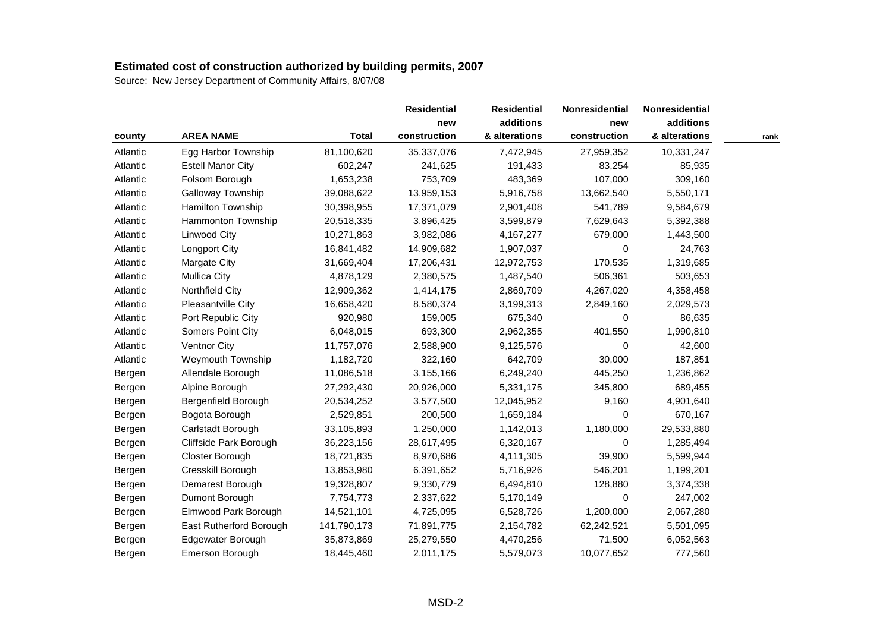## Estimated cost of construction authorized by building permits, 2007

Source: New Jersey Department of Community Affairs, 8/07/08

| county | AREA NAME | Total | Residential new construction | Residential additions & alterations | Nonresidential new construction | Nonresidential additions & alterations | rank |
|---|---|---|---|---|---|---|---|
| Atlantic | Egg Harbor Township | 81,100,620 | 35,337,076 | 7,472,945 | 27,959,352 | 10,331,247 | |
| Atlantic | Estell Manor City | 602,247 | 241,625 | 191,433 | 83,254 | 85,935 | |
| Atlantic | Folsom Borough | 1,653,238 | 753,709 | 483,369 | 107,000 | 309,160 | |
| Atlantic | Galloway Township | 39,088,622 | 13,959,153 | 5,916,758 | 13,662,540 | 5,550,171 | |
| Atlantic | Hamilton Township | 30,398,955 | 17,371,079 | 2,901,408 | 541,789 | 9,584,679 | |
| Atlantic | Hammonton Township | 20,518,335 | 3,896,425 | 3,599,879 | 7,629,643 | 5,392,388 | |
| Atlantic | Linwood City | 10,271,863 | 3,982,086 | 4,167,277 | 679,000 | 1,443,500 | |
| Atlantic | Longport City | 16,841,482 | 14,909,682 | 1,907,037 | 0 | 24,763 | |
| Atlantic | Margate City | 31,669,404 | 17,206,431 | 12,972,753 | 170,535 | 1,319,685 | |
| Atlantic | Mullica City | 4,878,129 | 2,380,575 | 1,487,540 | 506,361 | 503,653 | |
| Atlantic | Northfield City | 12,909,362 | 1,414,175 | 2,869,709 | 4,267,020 | 4,358,458 | |
| Atlantic | Pleasantville City | 16,658,420 | 8,580,374 | 3,199,313 | 2,849,160 | 2,029,573 | |
| Atlantic | Port Republic City | 920,980 | 159,005 | 675,340 | 0 | 86,635 | |
| Atlantic | Somers Point City | 6,048,015 | 693,300 | 2,962,355 | 401,550 | 1,990,810 | |
| Atlantic | Ventnor City | 11,757,076 | 2,588,900 | 9,125,576 | 0 | 42,600 | |
| Atlantic | Weymouth Township | 1,182,720 | 322,160 | 642,709 | 30,000 | 187,851 | |
| Bergen | Allendale Borough | 11,086,518 | 3,155,166 | 6,249,240 | 445,250 | 1,236,862 | |
| Bergen | Alpine Borough | 27,292,430 | 20,926,000 | 5,331,175 | 345,800 | 689,455 | |
| Bergen | Bergenfield Borough | 20,534,252 | 3,577,500 | 12,045,952 | 9,160 | 4,901,640 | |
| Bergen | Bogota Borough | 2,529,851 | 200,500 | 1,659,184 | 0 | 670,167 | |
| Bergen | Carlstadt Borough | 33,105,893 | 1,250,000 | 1,142,013 | 1,180,000 | 29,533,880 | |
| Bergen | Cliffside Park Borough | 36,223,156 | 28,617,495 | 6,320,167 | 0 | 1,285,494 | |
| Bergen | Closter Borough | 18,721,835 | 8,970,686 | 4,111,305 | 39,900 | 5,599,944 | |
| Bergen | Cresskill Borough | 13,853,980 | 6,391,652 | 5,716,926 | 546,201 | 1,199,201 | |
| Bergen | Demarest Borough | 19,328,807 | 9,330,779 | 6,494,810 | 128,880 | 3,374,338 | |
| Bergen | Dumont Borough | 7,754,773 | 2,337,622 | 5,170,149 | 0 | 247,002 | |
| Bergen | Elmwood Park Borough | 14,521,101 | 4,725,095 | 6,528,726 | 1,200,000 | 2,067,280 | |
| Bergen | East Rutherford Borough | 141,790,173 | 71,891,775 | 2,154,782 | 62,242,521 | 5,501,095 | |
| Bergen | Edgewater Borough | 35,873,869 | 25,279,550 | 4,470,256 | 71,500 | 6,052,563 | |
| Bergen | Emerson Borough | 18,445,460 | 2,011,175 | 5,579,073 | 10,077,652 | 777,560 | |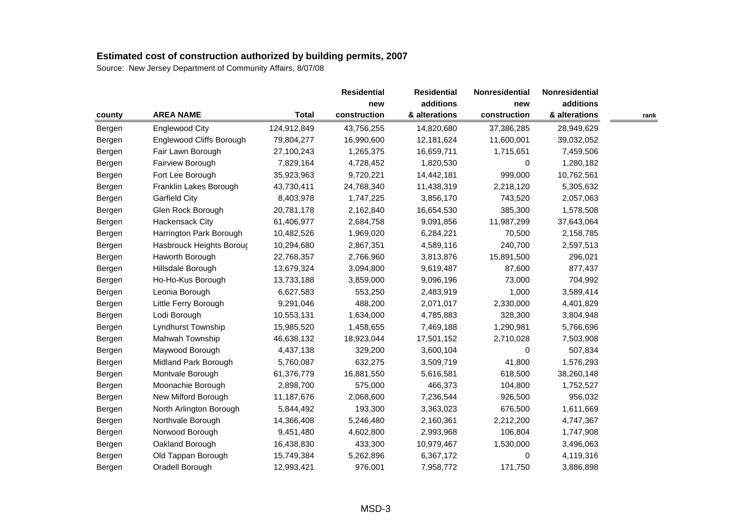## Estimated cost of construction authorized by building permits, 2007

Source: New Jersey Department of Community Affairs, 8/07/08

| county | AREA NAME | Total | Residential new construction | Residential additions & alterations | Nonresidential new construction | Nonresidential additions & alterations | rank |
|---|---|---|---|---|---|---|---|
| Bergen | Englewood City | 124,912,849 | 43,756,255 | 14,820,680 | 37,386,285 | 28,949,629 | |
| Bergen | Englewood Cliffs Borough | 79,804,277 | 16,990,600 | 12,181,624 | 11,600,001 | 39,032,052 | |
| Bergen | Fair Lawn Borough | 27,100,243 | 1,265,375 | 16,659,711 | 1,715,651 | 7,459,506 | |
| Bergen | Fairview Borough | 7,829,164 | 4,728,452 | 1,820,530 | 0 | 1,280,182 | |
| Bergen | Fort Lee Borough | 35,923,963 | 9,720,221 | 14,442,181 | 999,000 | 10,762,561 | |
| Bergen | Franklin Lakes Borough | 43,730,411 | 24,768,340 | 11,438,319 | 2,218,120 | 5,305,632 | |
| Bergen | Garfield City | 8,403,978 | 1,747,225 | 3,856,170 | 743,520 | 2,057,063 | |
| Bergen | Glen Rock Borough | 20,781,178 | 2,162,840 | 16,654,530 | 385,300 | 1,578,508 | |
| Bergen | Hackensack City | 61,406,977 | 2,684,758 | 9,091,856 | 11,987,299 | 37,643,064 | |
| Bergen | Harrington Park Borough | 10,482,526 | 1,969,020 | 6,284,221 | 70,500 | 2,158,785 | |
| Bergen | Hasbrouck Heights Boroug | 10,294,680 | 2,867,351 | 4,589,116 | 240,700 | 2,597,513 | |
| Bergen | Haworth Borough | 22,768,357 | 2,766,960 | 3,813,876 | 15,891,500 | 296,021 | |
| Bergen | Hillsdale Borough | 13,679,324 | 3,094,800 | 9,619,487 | 87,600 | 877,437 | |
| Bergen | Ho-Ho-Kus Borough | 13,733,188 | 3,859,000 | 9,096,196 | 73,000 | 704,992 | |
| Bergen | Leonia Borough | 6,627,583 | 553,250 | 2,483,919 | 1,000 | 3,589,414 | |
| Bergen | Little Ferry Borough | 9,291,046 | 488,200 | 2,071,017 | 2,330,000 | 4,401,829 | |
| Bergen | Lodi Borough | 10,553,131 | 1,634,000 | 4,785,883 | 328,300 | 3,804,948 | |
| Bergen | Lyndhurst Township | 15,985,520 | 1,458,655 | 7,469,188 | 1,290,981 | 5,766,696 | |
| Bergen | Mahwah Township | 46,638,132 | 18,923,044 | 17,501,152 | 2,710,028 | 7,503,908 | |
| Bergen | Maywood Borough | 4,437,138 | 329,200 | 3,600,104 | 0 | 507,834 | |
| Bergen | Midland Park Borough | 5,760,087 | 632,275 | 3,509,719 | 41,800 | 1,576,293 | |
| Bergen | Montvale Borough | 61,376,779 | 16,881,550 | 5,616,581 | 618,500 | 38,260,148 | |
| Bergen | Moonachie Borough | 2,898,700 | 575,000 | 466,373 | 104,800 | 1,752,527 | |
| Bergen | New Milford Borough | 11,187,676 | 2,068,600 | 7,236,544 | 926,500 | 956,032 | |
| Bergen | North Arlington Borough | 5,844,492 | 193,300 | 3,363,023 | 676,500 | 1,611,669 | |
| Bergen | Northvale Borough | 14,366,408 | 5,246,480 | 2,160,361 | 2,212,200 | 4,747,367 | |
| Bergen | Norwood Borough | 9,451,480 | 4,602,800 | 2,993,968 | 106,804 | 1,747,908 | |
| Bergen | Oakland Borough | 16,438,830 | 433,300 | 10,979,467 | 1,530,000 | 3,496,063 | |
| Bergen | Old Tappan Borough | 15,749,384 | 5,262,896 | 6,367,172 | 0 | 4,119,316 | |
| Bergen | Oradell Borough | 12,993,421 | 976,001 | 7,958,772 | 171,750 | 3,886,898 | |

MSD-3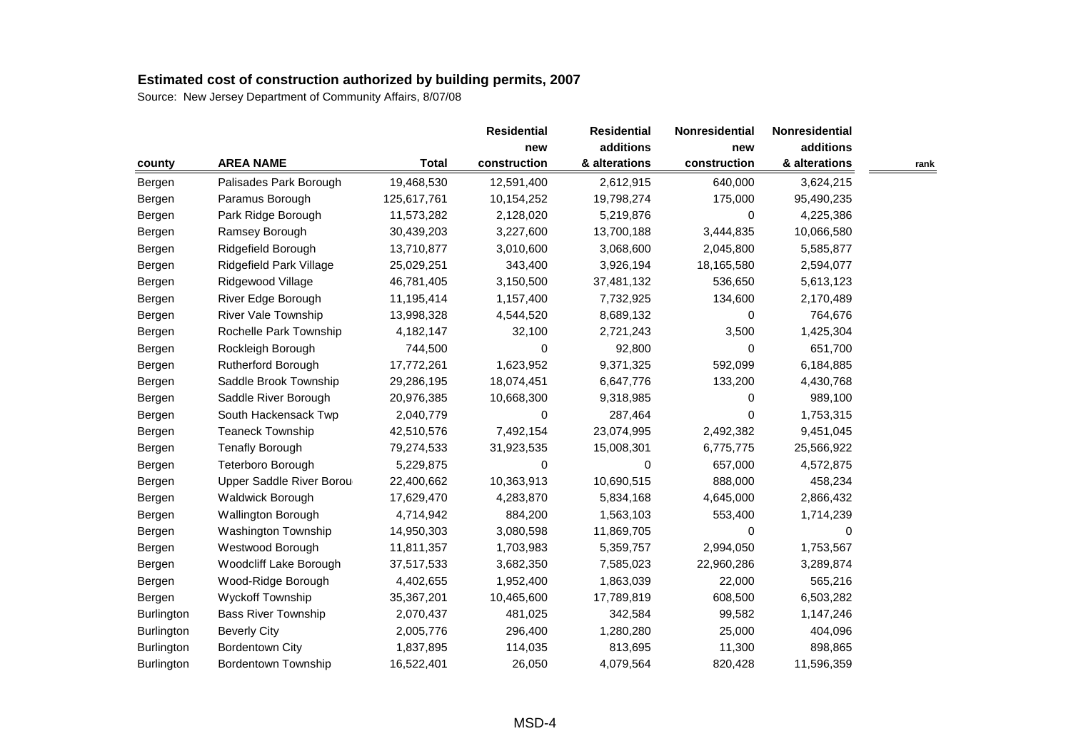## Estimated cost of construction authorized by building permits, 2007

Source: New Jersey Department of Community Affairs, 8/07/08

| county | AREA NAME | Total | Residential new construction | Residential additions & alterations | Nonresidential new construction | Nonresidential additions & alterations | rank |
|---|---|---|---|---|---|---|---|
| Bergen | Palisades Park Borough | 19,468,530 | 12,591,400 | 2,612,915 | 640,000 | 3,624,215 | |
| Bergen | Paramus Borough | 125,617,761 | 10,154,252 | 19,798,274 | 175,000 | 95,490,235 | |
| Bergen | Park Ridge Borough | 11,573,282 | 2,128,020 | 5,219,876 | 0 | 4,225,386 | |
| Bergen | Ramsey Borough | 30,439,203 | 3,227,600 | 13,700,188 | 3,444,835 | 10,066,580 | |
| Bergen | Ridgefield Borough | 13,710,877 | 3,010,600 | 3,068,600 | 2,045,800 | 5,585,877 | |
| Bergen | Ridgefield Park Village | 25,029,251 | 343,400 | 3,926,194 | 18,165,580 | 2,594,077 | |
| Bergen | Ridgewood Village | 46,781,405 | 3,150,500 | 37,481,132 | 536,650 | 5,613,123 | |
| Bergen | River Edge Borough | 11,195,414 | 1,157,400 | 7,732,925 | 134,600 | 2,170,489 | |
| Bergen | River Vale Township | 13,998,328 | 4,544,520 | 8,689,132 | 0 | 764,676 | |
| Bergen | Rochelle Park Township | 4,182,147 | 32,100 | 2,721,243 | 3,500 | 1,425,304 | |
| Bergen | Rockleigh Borough | 744,500 | 0 | 92,800 | 0 | 651,700 | |
| Bergen | Rutherford Borough | 17,772,261 | 1,623,952 | 9,371,325 | 592,099 | 6,184,885 | |
| Bergen | Saddle Brook Township | 29,286,195 | 18,074,451 | 6,647,776 | 133,200 | 4,430,768 | |
| Bergen | Saddle River Borough | 20,976,385 | 10,668,300 | 9,318,985 | 0 | 989,100 | |
| Bergen | South Hackensack Twp | 2,040,779 | 0 | 287,464 | 0 | 1,753,315 | |
| Bergen | Teaneck Township | 42,510,576 | 7,492,154 | 23,074,995 | 2,492,382 | 9,451,045 | |
| Bergen | Tenafly Borough | 79,274,533 | 31,923,535 | 15,008,301 | 6,775,775 | 25,566,922 | |
| Bergen | Teterboro Borough | 5,229,875 | 0 | 0 | 657,000 | 4,572,875 | |
| Bergen | Upper Saddle River Borou | 22,400,662 | 10,363,913 | 10,690,515 | 888,000 | 458,234 | |
| Bergen | Waldwick Borough | 17,629,470 | 4,283,870 | 5,834,168 | 4,645,000 | 2,866,432 | |
| Bergen | Wallington Borough | 4,714,942 | 884,200 | 1,563,103 | 553,400 | 1,714,239 | |
| Bergen | Washington Township | 14,950,303 | 3,080,598 | 11,869,705 | 0 | 0 | |
| Bergen | Westwood Borough | 11,811,357 | 1,703,983 | 5,359,757 | 2,994,050 | 1,753,567 | |
| Bergen | Woodcliff Lake Borough | 37,517,533 | 3,682,350 | 7,585,023 | 22,960,286 | 3,289,874 | |
| Bergen | Wood-Ridge Borough | 4,402,655 | 1,952,400 | 1,863,039 | 22,000 | 565,216 | |
| Bergen | Wyckoff Township | 35,367,201 | 10,465,600 | 17,789,819 | 608,500 | 6,503,282 | |
| Burlington | Bass River Township | 2,070,437 | 481,025 | 342,584 | 99,582 | 1,147,246 | |
| Burlington | Beverly City | 2,005,776 | 296,400 | 1,280,280 | 25,000 | 404,096 | |
| Burlington | Bordentown City | 1,837,895 | 114,035 | 813,695 | 11,300 | 898,865 | |
| Burlington | Bordentown Township | 16,522,401 | 26,050 | 4,079,564 | 820,428 | 11,596,359 | |

MSD-4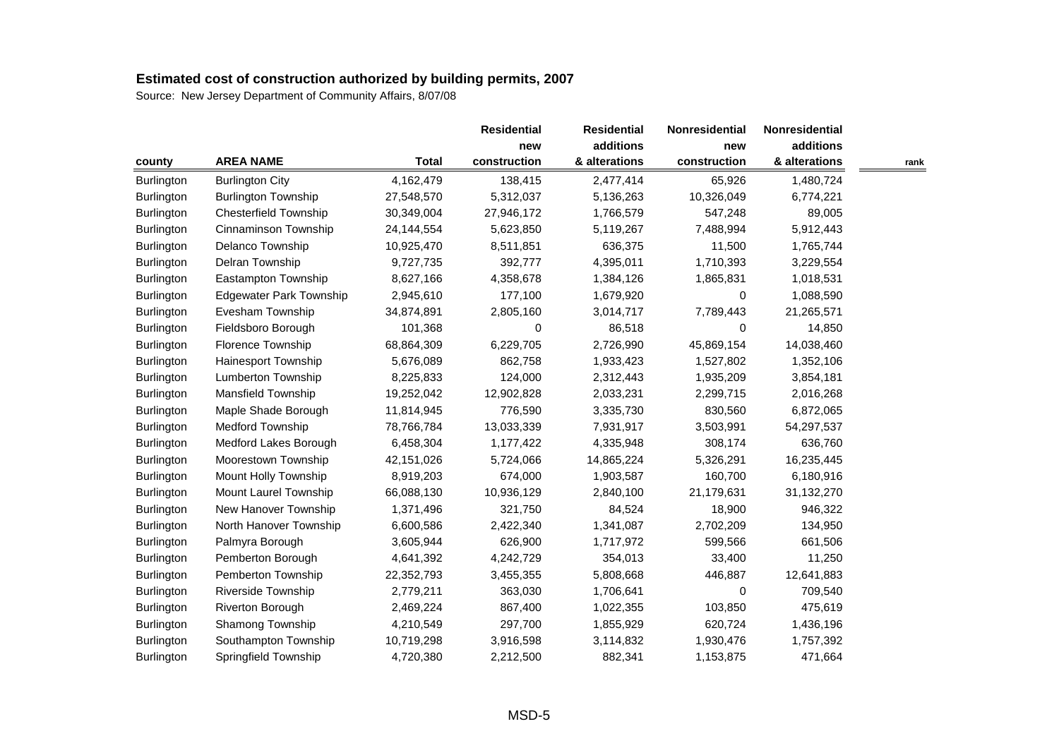## Estimated cost of construction authorized by building permits, 2007

Source: New Jersey Department of Community Affairs, 8/07/08

| county | AREA NAME | Total | Residential new construction | Residential additions & alterations | Nonresidential new construction | Nonresidential additions & alterations | rank |
|---|---|---|---|---|---|---|---|
| Burlington | Burlington City | 4,162,479 | 138,415 | 2,477,414 | 65,926 | 1,480,724 | |
| Burlington | Burlington Township | 27,548,570 | 5,312,037 | 5,136,263 | 10,326,049 | 6,774,221 | |
| Burlington | Chesterfield Township | 30,349,004 | 27,946,172 | 1,766,579 | 547,248 | 89,005 | |
| Burlington | Cinnaminson Township | 24,144,554 | 5,623,850 | 5,119,267 | 7,488,994 | 5,912,443 | |
| Burlington | Delanco Township | 10,925,470 | 8,511,851 | 636,375 | 11,500 | 1,765,744 | |
| Burlington | Delran Township | 9,727,735 | 392,777 | 4,395,011 | 1,710,393 | 3,229,554 | |
| Burlington | Eastampton Township | 8,627,166 | 4,358,678 | 1,384,126 | 1,865,831 | 1,018,531 | |
| Burlington | Edgewater Park Township | 2,945,610 | 177,100 | 1,679,920 | 0 | 1,088,590 | |
| Burlington | Evesham Township | 34,874,891 | 2,805,160 | 3,014,717 | 7,789,443 | 21,265,571 | |
| Burlington | Fieldsboro Borough | 101,368 | 0 | 86,518 | 0 | 14,850 | |
| Burlington | Florence Township | 68,864,309 | 6,229,705 | 2,726,990 | 45,869,154 | 14,038,460 | |
| Burlington | Hainesport Township | 5,676,089 | 862,758 | 1,933,423 | 1,527,802 | 1,352,106 | |
| Burlington | Lumberton Township | 8,225,833 | 124,000 | 2,312,443 | 1,935,209 | 3,854,181 | |
| Burlington | Mansfield Township | 19,252,042 | 12,902,828 | 2,033,231 | 2,299,715 | 2,016,268 | |
| Burlington | Maple Shade Borough | 11,814,945 | 776,590 | 3,335,730 | 830,560 | 6,872,065 | |
| Burlington | Medford Township | 78,766,784 | 13,033,339 | 7,931,917 | 3,503,991 | 54,297,537 | |
| Burlington | Medford Lakes Borough | 6,458,304 | 1,177,422 | 4,335,948 | 308,174 | 636,760 | |
| Burlington | Moorestown Township | 42,151,026 | 5,724,066 | 14,865,224 | 5,326,291 | 16,235,445 | |
| Burlington | Mount Holly Township | 8,919,203 | 674,000 | 1,903,587 | 160,700 | 6,180,916 | |
| Burlington | Mount Laurel Township | 66,088,130 | 10,936,129 | 2,840,100 | 21,179,631 | 31,132,270 | |
| Burlington | New Hanover Township | 1,371,496 | 321,750 | 84,524 | 18,900 | 946,322 | |
| Burlington | North Hanover Township | 6,600,586 | 2,422,340 | 1,341,087 | 2,702,209 | 134,950 | |
| Burlington | Palmyra Borough | 3,605,944 | 626,900 | 1,717,972 | 599,566 | 661,506 | |
| Burlington | Pemberton Borough | 4,641,392 | 4,242,729 | 354,013 | 33,400 | 11,250 | |
| Burlington | Pemberton Township | 22,352,793 | 3,455,355 | 5,808,668 | 446,887 | 12,641,883 | |
| Burlington | Riverside Township | 2,779,211 | 363,030 | 1,706,641 | 0 | 709,540 | |
| Burlington | Riverton Borough | 2,469,224 | 867,400 | 1,022,355 | 103,850 | 475,619 | |
| Burlington | Shamong Township | 4,210,549 | 297,700 | 1,855,929 | 620,724 | 1,436,196 | |
| Burlington | Southampton Township | 10,719,298 | 3,916,598 | 3,114,832 | 1,930,476 | 1,757,392 | |
| Burlington | Springfield Township | 4,720,380 | 2,212,500 | 882,341 | 1,153,875 | 471,664 | |

MSD-5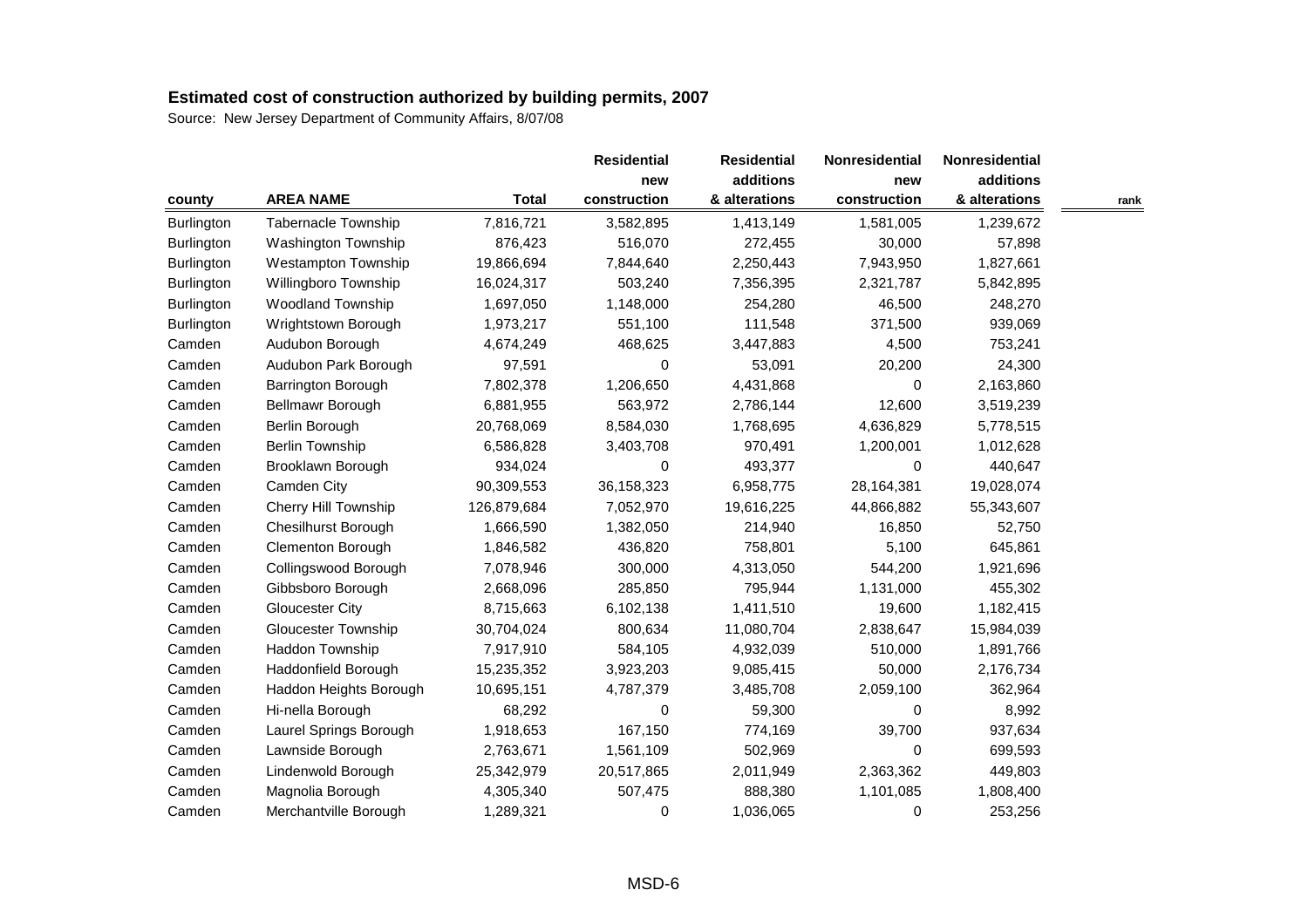## Estimated cost of construction authorized by building permits, 2007

Source: New Jersey Department of Community Affairs, 8/07/08

| county | AREA NAME | Total | Residential new construction | Residential additions & alterations | Nonresidential new construction | Nonresidential additions & alterations | rank |
|---|---|---|---|---|---|---|---|
| Burlington | Tabernacle Township | 7,816,721 | 3,582,895 | 1,413,149 | 1,581,005 | 1,239,672 | |
| Burlington | Washington Township | 876,423 | 516,070 | 272,455 | 30,000 | 57,898 | |
| Burlington | Westampton Township | 19,866,694 | 7,844,640 | 2,250,443 | 7,943,950 | 1,827,661 | |
| Burlington | Willingboro Township | 16,024,317 | 503,240 | 7,356,395 | 2,321,787 | 5,842,895 | |
| Burlington | Woodland Township | 1,697,050 | 1,148,000 | 254,280 | 46,500 | 248,270 | |
| Burlington | Wrightstown Borough | 1,973,217 | 551,100 | 111,548 | 371,500 | 939,069 | |
| Camden | Audubon Borough | 4,674,249 | 468,625 | 3,447,883 | 4,500 | 753,241 | |
| Camden | Audubon Park Borough | 97,591 | 0 | 53,091 | 20,200 | 24,300 | |
| Camden | Barrington Borough | 7,802,378 | 1,206,650 | 4,431,868 | 0 | 2,163,860 | |
| Camden | Bellmawr Borough | 6,881,955 | 563,972 | 2,786,144 | 12,600 | 3,519,239 | |
| Camden | Berlin Borough | 20,768,069 | 8,584,030 | 1,768,695 | 4,636,829 | 5,778,515 | |
| Camden | Berlin Township | 6,586,828 | 3,403,708 | 970,491 | 1,200,001 | 1,012,628 | |
| Camden | Brooklawn Borough | 934,024 | 0 | 493,377 | 0 | 440,647 | |
| Camden | Camden City | 90,309,553 | 36,158,323 | 6,958,775 | 28,164,381 | 19,028,074 | |
| Camden | Cherry Hill Township | 126,879,684 | 7,052,970 | 19,616,225 | 44,866,882 | 55,343,607 | |
| Camden | Chesilhurst Borough | 1,666,590 | 1,382,050 | 214,940 | 16,850 | 52,750 | |
| Camden | Clementon Borough | 1,846,582 | 436,820 | 758,801 | 5,100 | 645,861 | |
| Camden | Collingswood Borough | 7,078,946 | 300,000 | 4,313,050 | 544,200 | 1,921,696 | |
| Camden | Gibbsboro Borough | 2,668,096 | 285,850 | 795,944 | 1,131,000 | 455,302 | |
| Camden | Gloucester City | 8,715,663 | 6,102,138 | 1,411,510 | 19,600 | 1,182,415 | |
| Camden | Gloucester Township | 30,704,024 | 800,634 | 11,080,704 | 2,838,647 | 15,984,039 | |
| Camden | Haddon Township | 7,917,910 | 584,105 | 4,932,039 | 510,000 | 1,891,766 | |
| Camden | Haddonfield Borough | 15,235,352 | 3,923,203 | 9,085,415 | 50,000 | 2,176,734 | |
| Camden | Haddon Heights Borough | 10,695,151 | 4,787,379 | 3,485,708 | 2,059,100 | 362,964 | |
| Camden | Hi-nella Borough | 68,292 | 0 | 59,300 | 0 | 8,992 | |
| Camden | Laurel Springs Borough | 1,918,653 | 167,150 | 774,169 | 39,700 | 937,634 | |
| Camden | Lawnside Borough | 2,763,671 | 1,561,109 | 502,969 | 0 | 699,593 | |
| Camden | Lindenwold Borough | 25,342,979 | 20,517,865 | 2,011,949 | 2,363,362 | 449,803 | |
| Camden | Magnolia Borough | 4,305,340 | 507,475 | 888,380 | 1,101,085 | 1,808,400 | |
| Camden | Merchantville Borough | 1,289,321 | 0 | 1,036,065 | 0 | 253,256 | |

MSD-6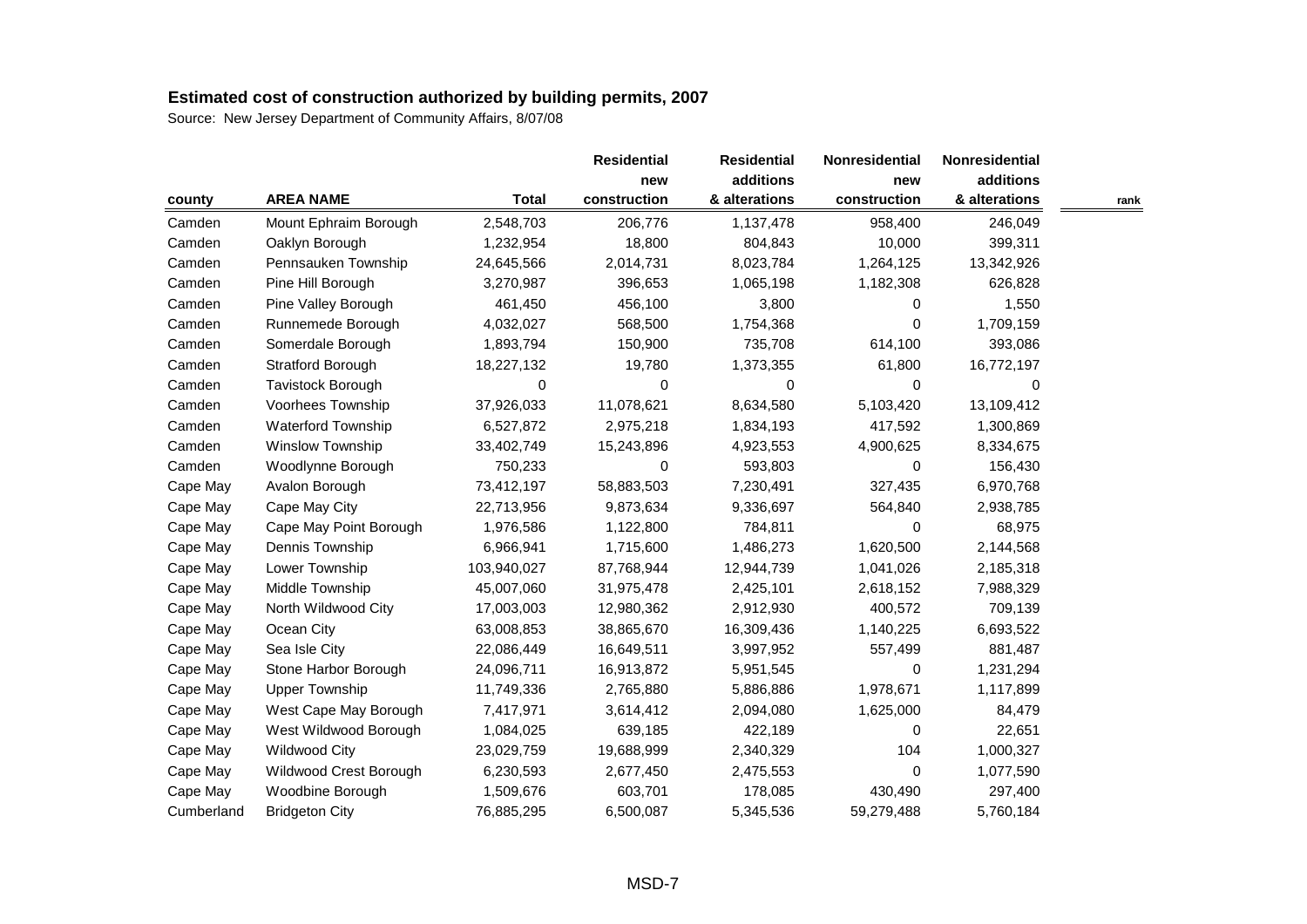**Estimated cost of construction authorized by building permits, 2007**

Source: New Jersey Department of Community Affairs, 8/07/08

| county | AREA NAME | Total | Residential new construction | Residential additions & alterations | Nonresidential new construction | Nonresidential additions & alterations | rank |
|---|---|---|---|---|---|---|---|
| Camden | Mount Ephraim Borough | 2,548,703 | 206,776 | 1,137,478 | 958,400 | 246,049 | |
| Camden | Oaklyn Borough | 1,232,954 | 18,800 | 804,843 | 10,000 | 399,311 | |
| Camden | Pennsauken Township | 24,645,566 | 2,014,731 | 8,023,784 | 1,264,125 | 13,342,926 | |
| Camden | Pine Hill Borough | 3,270,987 | 396,653 | 1,065,198 | 1,182,308 | 626,828 | |
| Camden | Pine Valley Borough | 461,450 | 456,100 | 3,800 | 0 | 1,550 | |
| Camden | Runnemede Borough | 4,032,027 | 568,500 | 1,754,368 | 0 | 1,709,159 | |
| Camden | Somerdale Borough | 1,893,794 | 150,900 | 735,708 | 614,100 | 393,086 | |
| Camden | Stratford Borough | 18,227,132 | 19,780 | 1,373,355 | 61,800 | 16,772,197 | |
| Camden | Tavistock Borough | 0 | 0 | 0 | 0 | 0 | |
| Camden | Voorhees Township | 37,926,033 | 11,078,621 | 8,634,580 | 5,103,420 | 13,109,412 | |
| Camden | Waterford Township | 6,527,872 | 2,975,218 | 1,834,193 | 417,592 | 1,300,869 | |
| Camden | Winslow Township | 33,402,749 | 15,243,896 | 4,923,553 | 4,900,625 | 8,334,675 | |
| Camden | Woodlynne Borough | 750,233 | 0 | 593,803 | 0 | 156,430 | |
| Cape May | Avalon Borough | 73,412,197 | 58,883,503 | 7,230,491 | 327,435 | 6,970,768 | |
| Cape May | Cape May City | 22,713,956 | 9,873,634 | 9,336,697 | 564,840 | 2,938,785 | |
| Cape May | Cape May Point Borough | 1,976,586 | 1,122,800 | 784,811 | 0 | 68,975 | |
| Cape May | Dennis Township | 6,966,941 | 1,715,600 | 1,486,273 | 1,620,500 | 2,144,568 | |
| Cape May | Lower Township | 103,940,027 | 87,768,944 | 12,944,739 | 1,041,026 | 2,185,318 | |
| Cape May | Middle Township | 45,007,060 | 31,975,478 | 2,425,101 | 2,618,152 | 7,988,329 | |
| Cape May | North Wildwood City | 17,003,003 | 12,980,362 | 2,912,930 | 400,572 | 709,139 | |
| Cape May | Ocean City | 63,008,853 | 38,865,670 | 16,309,436 | 1,140,225 | 6,693,522 | |
| Cape May | Sea Isle City | 22,086,449 | 16,649,511 | 3,997,952 | 557,499 | 881,487 | |
| Cape May | Stone Harbor Borough | 24,096,711 | 16,913,872 | 5,951,545 | 0 | 1,231,294 | |
| Cape May | Upper Township | 11,749,336 | 2,765,880 | 5,886,886 | 1,978,671 | 1,117,899 | |
| Cape May | West Cape May Borough | 7,417,971 | 3,614,412 | 2,094,080 | 1,625,000 | 84,479 | |
| Cape May | West Wildwood Borough | 1,084,025 | 639,185 | 422,189 | 0 | 22,651 | |
| Cape May | Wildwood City | 23,029,759 | 19,688,999 | 2,340,329 | 104 | 1,000,327 | |
| Cape May | Wildwood Crest Borough | 6,230,593 | 2,677,450 | 2,475,553 | 0 | 1,077,590 | |
| Cape May | Woodbine Borough | 1,509,676 | 603,701 | 178,085 | 430,490 | 297,400 | |
| Cumberland | Bridgeton City | 76,885,295 | 6,500,087 | 5,345,536 | 59,279,488 | 5,760,184 | |

MSD-7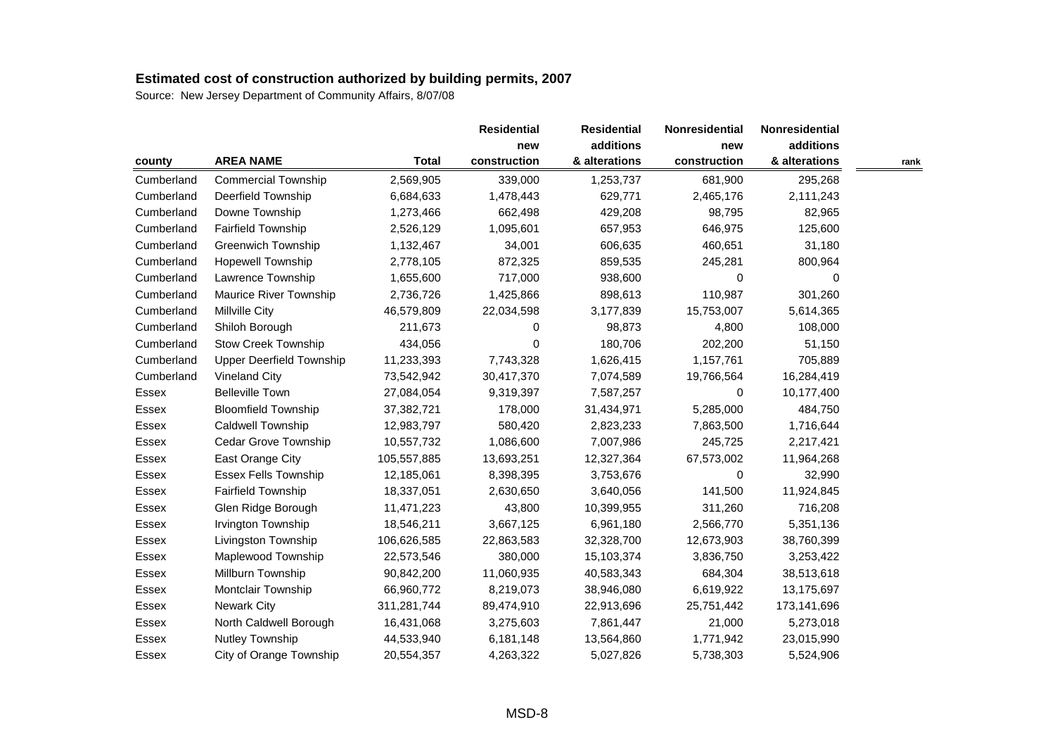**Estimated cost of construction authorized by building permits, 2007**

Source: New Jersey Department of Community Affairs, 8/07/08

| county | AREA NAME | Total | Residential new construction | Residential additions & alterations | Nonresidential new construction | Nonresidential additions & alterations | rank |
|---|---|---|---|---|---|---|---|
| Cumberland | Commercial Township | 2,569,905 | 339,000 | 1,253,737 | 681,900 | 295,268 | |
| Cumberland | Deerfield Township | 6,684,633 | 1,478,443 | 629,771 | 2,465,176 | 2,111,243 | |
| Cumberland | Downe Township | 1,273,466 | 662,498 | 429,208 | 98,795 | 82,965 | |
| Cumberland | Fairfield Township | 2,526,129 | 1,095,601 | 657,953 | 646,975 | 125,600 | |
| Cumberland | Greenwich Township | 1,132,467 | 34,001 | 606,635 | 460,651 | 31,180 | |
| Cumberland | Hopewell Township | 2,778,105 | 872,325 | 859,535 | 245,281 | 800,964 | |
| Cumberland | Lawrence Township | 1,655,600 | 717,000 | 938,600 | 0 | 0 | |
| Cumberland | Maurice River Township | 2,736,726 | 1,425,866 | 898,613 | 110,987 | 301,260 | |
| Cumberland | Millville City | 46,579,809 | 22,034,598 | 3,177,839 | 15,753,007 | 5,614,365 | |
| Cumberland | Shiloh Borough | 211,673 | 0 | 98,873 | 4,800 | 108,000 | |
| Cumberland | Stow Creek Township | 434,056 | 0 | 180,706 | 202,200 | 51,150 | |
| Cumberland | Upper Deerfield Township | 11,233,393 | 7,743,328 | 1,626,415 | 1,157,761 | 705,889 | |
| Cumberland | Vineland City | 73,542,942 | 30,417,370 | 7,074,589 | 19,766,564 | 16,284,419 | |
| Essex | Belleville Town | 27,084,054 | 9,319,397 | 7,587,257 | 0 | 10,177,400 | |
| Essex | Bloomfield Township | 37,382,721 | 178,000 | 31,434,971 | 5,285,000 | 484,750 | |
| Essex | Caldwell Township | 12,983,797 | 580,420 | 2,823,233 | 7,863,500 | 1,716,644 | |
| Essex | Cedar Grove Township | 10,557,732 | 1,086,600 | 7,007,986 | 245,725 | 2,217,421 | |
| Essex | East Orange City | 105,557,885 | 13,693,251 | 12,327,364 | 67,573,002 | 11,964,268 | |
| Essex | Essex Fells Township | 12,185,061 | 8,398,395 | 3,753,676 | 0 | 32,990 | |
| Essex | Fairfield Township | 18,337,051 | 2,630,650 | 3,640,056 | 141,500 | 11,924,845 | |
| Essex | Glen Ridge Borough | 11,471,223 | 43,800 | 10,399,955 | 311,260 | 716,208 | |
| Essex | Irvington Township | 18,546,211 | 3,667,125 | 6,961,180 | 2,566,770 | 5,351,136 | |
| Essex | Livingston Township | 106,626,585 | 22,863,583 | 32,328,700 | 12,673,903 | 38,760,399 | |
| Essex | Maplewood Township | 22,573,546 | 380,000 | 15,103,374 | 3,836,750 | 3,253,422 | |
| Essex | Millburn Township | 90,842,200 | 11,060,935 | 40,583,343 | 684,304 | 38,513,618 | |
| Essex | Montclair Township | 66,960,772 | 8,219,073 | 38,946,080 | 6,619,922 | 13,175,697 | |
| Essex | Newark City | 311,281,744 | 89,474,910 | 22,913,696 | 25,751,442 | 173,141,696 | |
| Essex | North Caldwell Borough | 16,431,068 | 3,275,603 | 7,861,447 | 21,000 | 5,273,018 | |
| Essex | Nutley Township | 44,533,940 | 6,181,148 | 13,564,860 | 1,771,942 | 23,015,990 | |
| Essex | City of Orange Township | 20,554,357 | 4,263,322 | 5,027,826 | 5,738,303 | 5,524,906 | |

MSD-8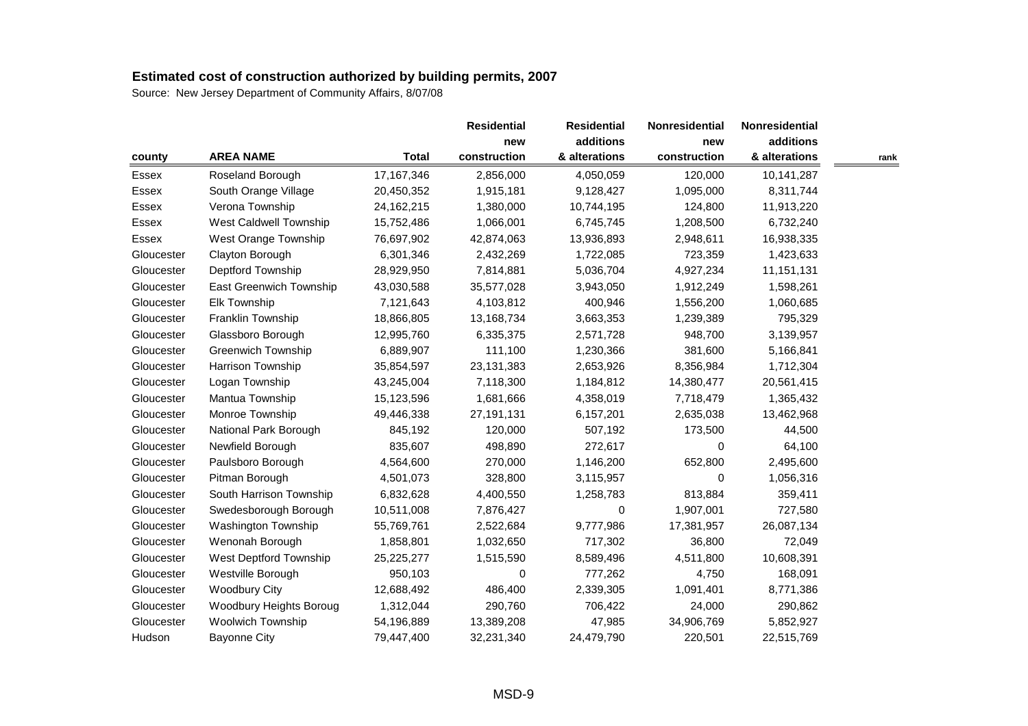**Estimated cost of construction authorized by building permits, 2007**

Source: New Jersey Department of Community Affairs, 8/07/08

| county | AREA NAME | Total | Residential new construction | Residential additions & alterations | Nonresidential new construction | Nonresidential additions & alterations | rank |
|---|---|---|---|---|---|---|---|
| Essex | Roseland Borough | 17,167,346 | 2,856,000 | 4,050,059 | 120,000 | 10,141,287 | |
| Essex | South Orange Village | 20,450,352 | 1,915,181 | 9,128,427 | 1,095,000 | 8,311,744 | |
| Essex | Verona Township | 24,162,215 | 1,380,000 | 10,744,195 | 124,800 | 11,913,220 | |
| Essex | West Caldwell Township | 15,752,486 | 1,066,001 | 6,745,745 | 1,208,500 | 6,732,240 | |
| Essex | West Orange Township | 76,697,902 | 42,874,063 | 13,936,893 | 2,948,611 | 16,938,335 | |
| Gloucester | Clayton Borough | 6,301,346 | 2,432,269 | 1,722,085 | 723,359 | 1,423,633 | |
| Gloucester | Deptford Township | 28,929,950 | 7,814,881 | 5,036,704 | 4,927,234 | 11,151,131 | |
| Gloucester | East Greenwich Township | 43,030,588 | 35,577,028 | 3,943,050 | 1,912,249 | 1,598,261 | |
| Gloucester | Elk Township | 7,121,643 | 4,103,812 | 400,946 | 1,556,200 | 1,060,685 | |
| Gloucester | Franklin Township | 18,866,805 | 13,168,734 | 3,663,353 | 1,239,389 | 795,329 | |
| Gloucester | Glassboro Borough | 12,995,760 | 6,335,375 | 2,571,728 | 948,700 | 3,139,957 | |
| Gloucester | Greenwich Township | 6,889,907 | 111,100 | 1,230,366 | 381,600 | 5,166,841 | |
| Gloucester | Harrison Township | 35,854,597 | 23,131,383 | 2,653,926 | 8,356,984 | 1,712,304 | |
| Gloucester | Logan Township | 43,245,004 | 7,118,300 | 1,184,812 | 14,380,477 | 20,561,415 | |
| Gloucester | Mantua Township | 15,123,596 | 1,681,666 | 4,358,019 | 7,718,479 | 1,365,432 | |
| Gloucester | Monroe Township | 49,446,338 | 27,191,131 | 6,157,201 | 2,635,038 | 13,462,968 | |
| Gloucester | National Park Borough | 845,192 | 120,000 | 507,192 | 173,500 | 44,500 | |
| Gloucester | Newfield Borough | 835,607 | 498,890 | 272,617 | 0 | 64,100 | |
| Gloucester | Paulsboro Borough | 4,564,600 | 270,000 | 1,146,200 | 652,800 | 2,495,600 | |
| Gloucester | Pitman Borough | 4,501,073 | 328,800 | 3,115,957 | 0 | 1,056,316 | |
| Gloucester | South Harrison Township | 6,832,628 | 4,400,550 | 1,258,783 | 813,884 | 359,411 | |
| Gloucester | Swedesborough Borough | 10,511,008 | 7,876,427 | 0 | 1,907,001 | 727,580 | |
| Gloucester | Washington Township | 55,769,761 | 2,522,684 | 9,777,986 | 17,381,957 | 26,087,134 | |
| Gloucester | Wenonah Borough | 1,858,801 | 1,032,650 | 717,302 | 36,800 | 72,049 | |
| Gloucester | West Deptford Township | 25,225,277 | 1,515,590 | 8,589,496 | 4,511,800 | 10,608,391 | |
| Gloucester | Westville Borough | 950,103 | 0 | 777,262 | 4,750 | 168,091 | |
| Gloucester | Woodbury City | 12,688,492 | 486,400 | 2,339,305 | 1,091,401 | 8,771,386 | |
| Gloucester | Woodbury Heights Boroug | 1,312,044 | 290,760 | 706,422 | 24,000 | 290,862 | |
| Gloucester | Woolwich Township | 54,196,889 | 13,389,208 | 47,985 | 34,906,769 | 5,852,927 | |
| Hudson | Bayonne City | 79,447,400 | 32,231,340 | 24,479,790 | 220,501 | 22,515,769 | |

MSD-9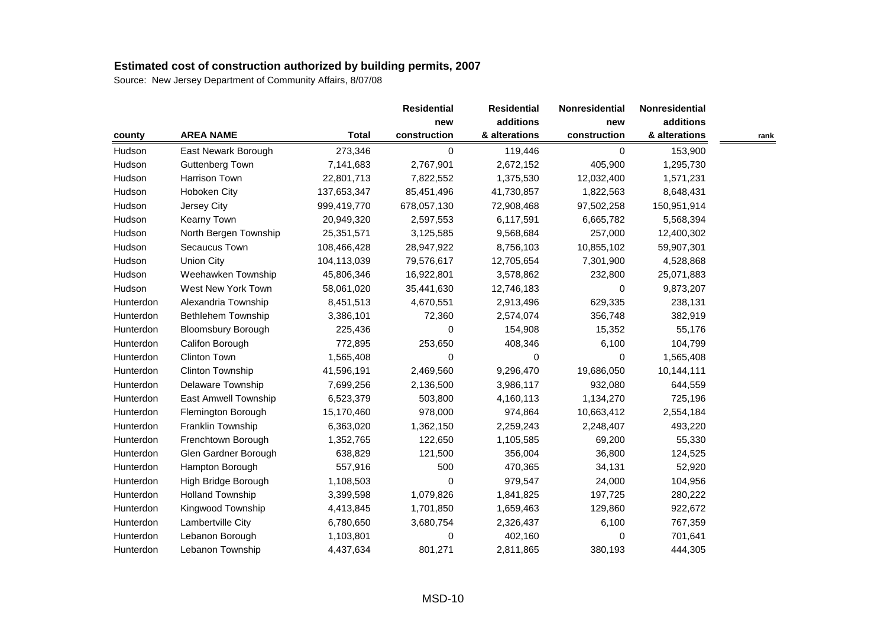## Estimated cost of construction authorized by building permits, 2007

Source: New Jersey Department of Community Affairs, 8/07/08

| county | AREA NAME | Total | Residential new construction | Residential additions & alterations | Nonresidential new construction | Nonresidential additions & alterations | rank |
|---|---|---|---|---|---|---|---|
| Hudson | East Newark Borough | 273,346 | 0 | 119,446 | 0 | 153,900 | |
| Hudson | Guttenberg Town | 7,141,683 | 2,767,901 | 2,672,152 | 405,900 | 1,295,730 | |
| Hudson | Harrison Town | 22,801,713 | 7,822,552 | 1,375,530 | 12,032,400 | 1,571,231 | |
| Hudson | Hoboken City | 137,653,347 | 85,451,496 | 41,730,857 | 1,822,563 | 8,648,431 | |
| Hudson | Jersey City | 999,419,770 | 678,057,130 | 72,908,468 | 97,502,258 | 150,951,914 | |
| Hudson | Kearny Town | 20,949,320 | 2,597,553 | 6,117,591 | 6,665,782 | 5,568,394 | |
| Hudson | North Bergen Township | 25,351,571 | 3,125,585 | 9,568,684 | 257,000 | 12,400,302 | |
| Hudson | Secaucus Town | 108,466,428 | 28,947,922 | 8,756,103 | 10,855,102 | 59,907,301 | |
| Hudson | Union City | 104,113,039 | 79,576,617 | 12,705,654 | 7,301,900 | 4,528,868 | |
| Hudson | Weehawken Township | 45,806,346 | 16,922,801 | 3,578,862 | 232,800 | 25,071,883 | |
| Hudson | West New York Town | 58,061,020 | 35,441,630 | 12,746,183 | 0 | 9,873,207 | |
| Hunterdon | Alexandria Township | 8,451,513 | 4,670,551 | 2,913,496 | 629,335 | 238,131 | |
| Hunterdon | Bethlehem Township | 3,386,101 | 72,360 | 2,574,074 | 356,748 | 382,919 | |
| Hunterdon | Bloomsbury Borough | 225,436 | 0 | 154,908 | 15,352 | 55,176 | |
| Hunterdon | Califon Borough | 772,895 | 253,650 | 408,346 | 6,100 | 104,799 | |
| Hunterdon | Clinton Town | 1,565,408 | 0 | 0 | 0 | 1,565,408 | |
| Hunterdon | Clinton Township | 41,596,191 | 2,469,560 | 9,296,470 | 19,686,050 | 10,144,111 | |
| Hunterdon | Delaware Township | 7,699,256 | 2,136,500 | 3,986,117 | 932,080 | 644,559 | |
| Hunterdon | East Amwell Township | 6,523,379 | 503,800 | 4,160,113 | 1,134,270 | 725,196 | |
| Hunterdon | Flemington Borough | 15,170,460 | 978,000 | 974,864 | 10,663,412 | 2,554,184 | |
| Hunterdon | Franklin Township | 6,363,020 | 1,362,150 | 2,259,243 | 2,248,407 | 493,220 | |
| Hunterdon | Frenchtown Borough | 1,352,765 | 122,650 | 1,105,585 | 69,200 | 55,330 | |
| Hunterdon | Glen Gardner Borough | 638,829 | 121,500 | 356,004 | 36,800 | 124,525 | |
| Hunterdon | Hampton Borough | 557,916 | 500 | 470,365 | 34,131 | 52,920 | |
| Hunterdon | High Bridge Borough | 1,108,503 | 0 | 979,547 | 24,000 | 104,956 | |
| Hunterdon | Holland Township | 3,399,598 | 1,079,826 | 1,841,825 | 197,725 | 280,222 | |
| Hunterdon | Kingwood Township | 4,413,845 | 1,701,850 | 1,659,463 | 129,860 | 922,672 | |
| Hunterdon | Lambertville City | 6,780,650 | 3,680,754 | 2,326,437 | 6,100 | 767,359 | |
| Hunterdon | Lebanon Borough | 1,103,801 | 0 | 402,160 | 0 | 701,641 | |
| Hunterdon | Lebanon Township | 4,437,634 | 801,271 | 2,811,865 | 380,193 | 444,305 | |

MSD-10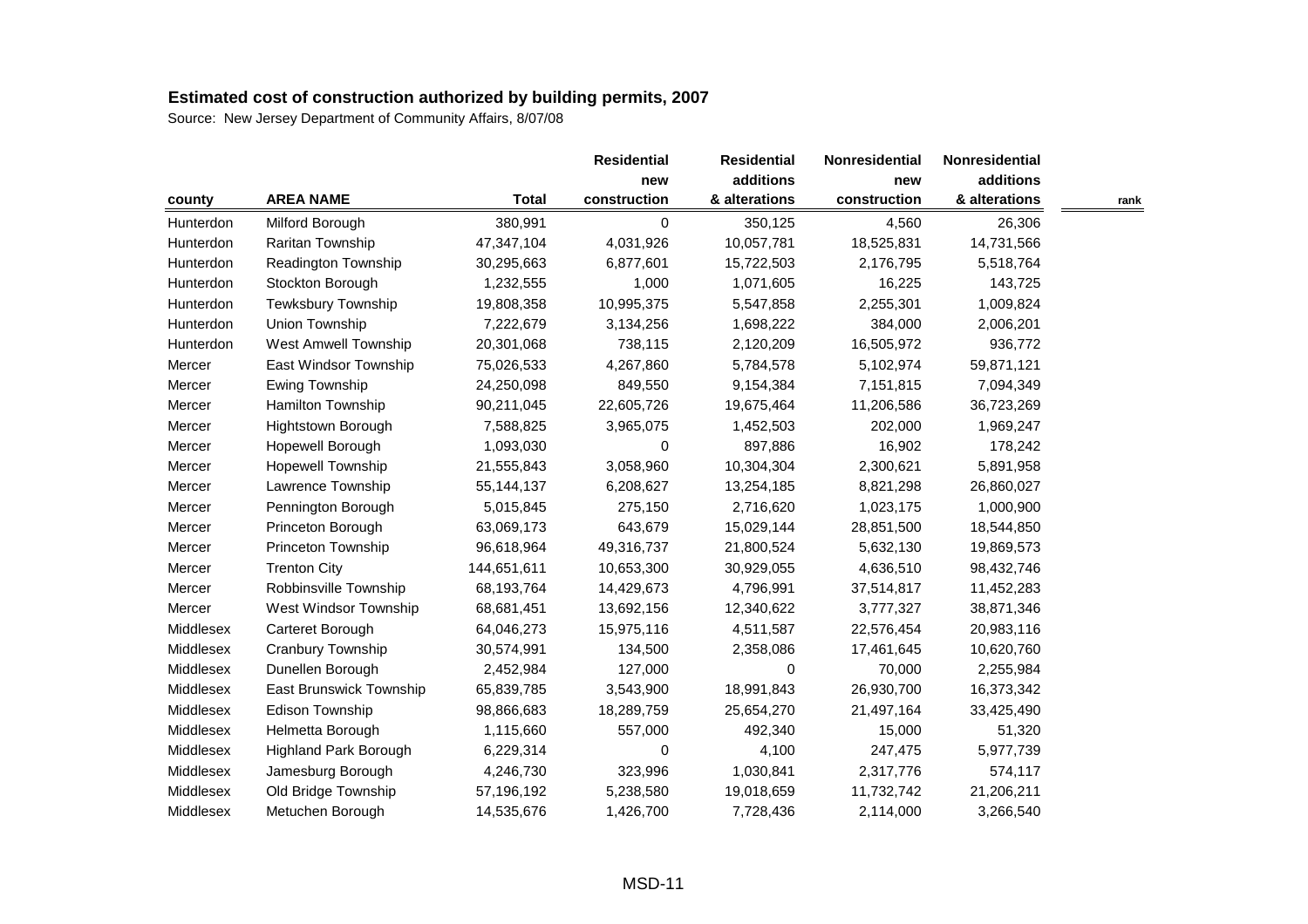## Estimated cost of construction authorized by building permits, 2007

Source: New Jersey Department of Community Affairs, 8/07/08

| county | AREA NAME | Total | Residential new construction | Residential additions & alterations | Nonresidential new construction | Nonresidential additions & alterations | rank |
|---|---|---|---|---|---|---|---|
| Hunterdon | Milford Borough | 380,991 | 0 | 350,125 | 4,560 | 26,306 | |
| Hunterdon | Raritan Township | 47,347,104 | 4,031,926 | 10,057,781 | 18,525,831 | 14,731,566 | |
| Hunterdon | Readington Township | 30,295,663 | 6,877,601 | 15,722,503 | 2,176,795 | 5,518,764 | |
| Hunterdon | Stockton Borough | 1,232,555 | 1,000 | 1,071,605 | 16,225 | 143,725 | |
| Hunterdon | Tewksbury Township | 19,808,358 | 10,995,375 | 5,547,858 | 2,255,301 | 1,009,824 | |
| Hunterdon | Union Township | 7,222,679 | 3,134,256 | 1,698,222 | 384,000 | 2,006,201 | |
| Hunterdon | West Amwell Township | 20,301,068 | 738,115 | 2,120,209 | 16,505,972 | 936,772 | |
| Mercer | East Windsor Township | 75,026,533 | 4,267,860 | 5,784,578 | 5,102,974 | 59,871,121 | |
| Mercer | Ewing Township | 24,250,098 | 849,550 | 9,154,384 | 7,151,815 | 7,094,349 | |
| Mercer | Hamilton Township | 90,211,045 | 22,605,726 | 19,675,464 | 11,206,586 | 36,723,269 | |
| Mercer | Hightstown Borough | 7,588,825 | 3,965,075 | 1,452,503 | 202,000 | 1,969,247 | |
| Mercer | Hopewell Borough | 1,093,030 | 0 | 897,886 | 16,902 | 178,242 | |
| Mercer | Hopewell Township | 21,555,843 | 3,058,960 | 10,304,304 | 2,300,621 | 5,891,958 | |
| Mercer | Lawrence Township | 55,144,137 | 6,208,627 | 13,254,185 | 8,821,298 | 26,860,027 | |
| Mercer | Pennington Borough | 5,015,845 | 275,150 | 2,716,620 | 1,023,175 | 1,000,900 | |
| Mercer | Princeton Borough | 63,069,173 | 643,679 | 15,029,144 | 28,851,500 | 18,544,850 | |
| Mercer | Princeton Township | 96,618,964 | 49,316,737 | 21,800,524 | 5,632,130 | 19,869,573 | |
| Mercer | Trenton City | 144,651,611 | 10,653,300 | 30,929,055 | 4,636,510 | 98,432,746 | |
| Mercer | Robbinsville Township | 68,193,764 | 14,429,673 | 4,796,991 | 37,514,817 | 11,452,283 | |
| Mercer | West Windsor Township | 68,681,451 | 13,692,156 | 12,340,622 | 3,777,327 | 38,871,346 | |
| Middlesex | Carteret Borough | 64,046,273 | 15,975,116 | 4,511,587 | 22,576,454 | 20,983,116 | |
| Middlesex | Cranbury Township | 30,574,991 | 134,500 | 2,358,086 | 17,461,645 | 10,620,760 | |
| Middlesex | Dunellen Borough | 2,452,984 | 127,000 | 0 | 70,000 | 2,255,984 | |
| Middlesex | East Brunswick Township | 65,839,785 | 3,543,900 | 18,991,843 | 26,930,700 | 16,373,342 | |
| Middlesex | Edison Township | 98,866,683 | 18,289,759 | 25,654,270 | 21,497,164 | 33,425,490 | |
| Middlesex | Helmetta Borough | 1,115,660 | 557,000 | 492,340 | 15,000 | 51,320 | |
| Middlesex | Highland Park Borough | 6,229,314 | 0 | 4,100 | 247,475 | 5,977,739 | |
| Middlesex | Jamesburg Borough | 4,246,730 | 323,996 | 1,030,841 | 2,317,776 | 574,117 | |
| Middlesex | Old Bridge Township | 57,196,192 | 5,238,580 | 19,018,659 | 11,732,742 | 21,206,211 | |
| Middlesex | Metuchen Borough | 14,535,676 | 1,426,700 | 7,728,436 | 2,114,000 | 3,266,540 | |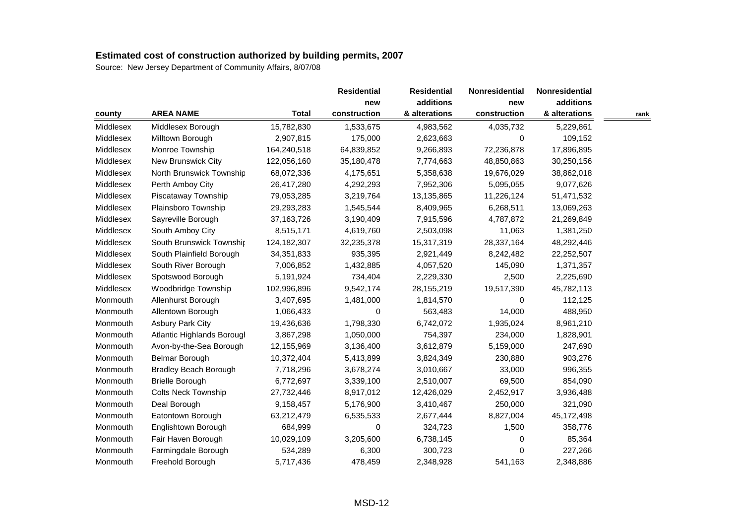# Estimated cost of construction authorized by building permits, 2007

Source: New Jersey Department of Community Affairs, 8/07/08

| county | AREA NAME | Total | Residential new construction | Residential additions & alterations | Nonresidential new construction | Nonresidential additions & alterations | rank |
|---|---|---|---|---|---|---|---|
| Middlesex | Middlesex Borough | 15,782,830 | 1,533,675 | 4,983,562 | 4,035,732 | 5,229,861 | |
| Middlesex | Milltown Borough | 2,907,815 | 175,000 | 2,623,663 | 0 | 109,152 | |
| Middlesex | Monroe Township | 164,240,518 | 64,839,852 | 9,266,893 | 72,236,878 | 17,896,895 | |
| Middlesex | New Brunswick City | 122,056,160 | 35,180,478 | 7,774,663 | 48,850,863 | 30,250,156 | |
| Middlesex | North Brunswick Township | 68,072,336 | 4,175,651 | 5,358,638 | 19,676,029 | 38,862,018 | |
| Middlesex | Perth Amboy City | 26,417,280 | 4,292,293 | 7,952,306 | 5,095,055 | 9,077,626 | |
| Middlesex | Piscataway Township | 79,053,285 | 3,219,764 | 13,135,865 | 11,226,124 | 51,471,532 | |
| Middlesex | Plainsboro Township | 29,293,283 | 1,545,544 | 8,409,965 | 6,268,511 | 13,069,263 | |
| Middlesex | Sayreville Borough | 37,163,726 | 3,190,409 | 7,915,596 | 4,787,872 | 21,269,849 | |
| Middlesex | South Amboy City | 8,515,171 | 4,619,760 | 2,503,098 | 11,063 | 1,381,250 | |
| Middlesex | South Brunswick Townshir | 124,182,307 | 32,235,378 | 15,317,319 | 28,337,164 | 48,292,446 | |
| Middlesex | South Plainfield Borough | 34,351,833 | 935,395 | 2,921,449 | 8,242,482 | 22,252,507 | |
| Middlesex | South River Borough | 7,006,852 | 1,432,885 | 4,057,520 | 145,090 | 1,371,357 | |
| Middlesex | Spotswood Borough | 5,191,924 | 734,404 | 2,229,330 | 2,500 | 2,225,690 | |
| Middlesex | Woodbridge Township | 102,996,896 | 9,542,174 | 28,155,219 | 19,517,390 | 45,782,113 | |
| Monmouth | Allenhurst Borough | 3,407,695 | 1,481,000 | 1,814,570 | 0 | 112,125 | |
| Monmouth | Allentown Borough | 1,066,433 | 0 | 563,483 | 14,000 | 488,950 | |
| Monmouth | Asbury Park City | 19,436,636 | 1,798,330 | 6,742,072 | 1,935,024 | 8,961,210 | |
| Monmouth | Atlantic Highlands Borougl | 3,867,298 | 1,050,000 | 754,397 | 234,000 | 1,828,901 | |
| Monmouth | Avon-by-the-Sea Borough | 12,155,969 | 3,136,400 | 3,612,879 | 5,159,000 | 247,690 | |
| Monmouth | Belmar Borough | 10,372,404 | 5,413,899 | 3,824,349 | 230,880 | 903,276 | |
| Monmouth | Bradley Beach Borough | 7,718,296 | 3,678,274 | 3,010,667 | 33,000 | 996,355 | |
| Monmouth | Brielle Borough | 6,772,697 | 3,339,100 | 2,510,007 | 69,500 | 854,090 | |
| Monmouth | Colts Neck Township | 27,732,446 | 8,917,012 | 12,426,029 | 2,452,917 | 3,936,488 | |
| Monmouth | Deal Borough | 9,158,457 | 5,176,900 | 3,410,467 | 250,000 | 321,090 | |
| Monmouth | Eatontown Borough | 63,212,479 | 6,535,533 | 2,677,444 | 8,827,004 | 45,172,498 | |
| Monmouth | Englishtown Borough | 684,999 | 0 | 324,723 | 1,500 | 358,776 | |
| Monmouth | Fair Haven Borough | 10,029,109 | 3,205,600 | 6,738,145 | 0 | 85,364 | |
| Monmouth | Farmingdale Borough | 534,289 | 6,300 | 300,723 | 0 | 227,266 | |
| Monmouth | Freehold Borough | 5,717,436 | 478,459 | 2,348,928 | 541,163 | 2,348,886 | |

MSD-12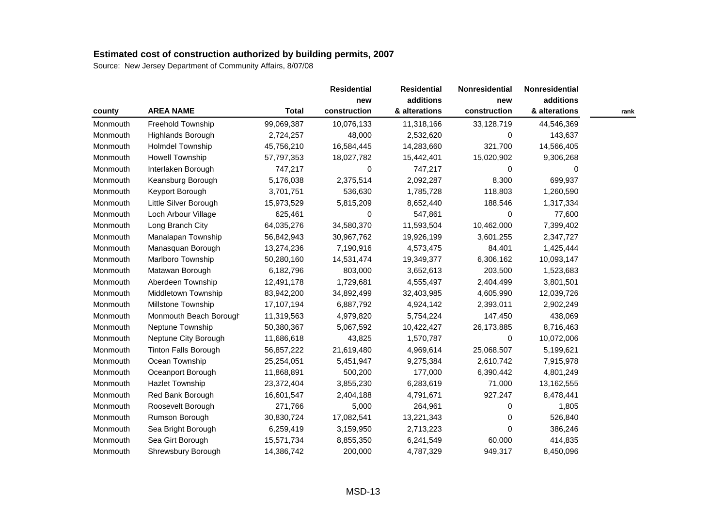# Estimated cost of construction authorized by building permits, 2007

Source: New Jersey Department of Community Affairs, 8/07/08

| county | AREA NAME | Total | Residential new construction | Residential additions & alterations | Nonresidential new construction | Nonresidential additions & alterations | rank |
|---|---|---|---|---|---|---|---|
| Monmouth | Freehold Township | 99,069,387 | 10,076,133 | 11,318,166 | 33,128,719 | 44,546,369 | |
| Monmouth | Highlands Borough | 2,724,257 | 48,000 | 2,532,620 | 0 | 143,637 | |
| Monmouth | Holmdel Township | 45,756,210 | 16,584,445 | 14,283,660 | 321,700 | 14,566,405 | |
| Monmouth | Howell Township | 57,797,353 | 18,027,782 | 15,442,401 | 15,020,902 | 9,306,268 | |
| Monmouth | Interlaken Borough | 747,217 | 0 | 747,217 | 0 | 0 | |
| Monmouth | Keansburg Borough | 5,176,038 | 2,375,514 | 2,092,287 | 8,300 | 699,937 | |
| Monmouth | Keyport Borough | 3,701,751 | 536,630 | 1,785,728 | 118,803 | 1,260,590 | |
| Monmouth | Little Silver Borough | 15,973,529 | 5,815,209 | 8,652,440 | 188,546 | 1,317,334 | |
| Monmouth | Loch Arbour Village | 625,461 | 0 | 547,861 | 0 | 77,600 | |
| Monmouth | Long Branch City | 64,035,276 | 34,580,370 | 11,593,504 | 10,462,000 | 7,399,402 | |
| Monmouth | Manalapan Township | 56,842,943 | 30,967,762 | 19,926,199 | 3,601,255 | 2,347,727 | |
| Monmouth | Manasquan Borough | 13,274,236 | 7,190,916 | 4,573,475 | 84,401 | 1,425,444 | |
| Monmouth | Marlboro Township | 50,280,160 | 14,531,474 | 19,349,377 | 6,306,162 | 10,093,147 | |
| Monmouth | Matawan Borough | 6,182,796 | 803,000 | 3,652,613 | 203,500 | 1,523,683 | |
| Monmouth | Aberdeen Township | 12,491,178 | 1,729,681 | 4,555,497 | 2,404,499 | 3,801,501 | |
| Monmouth | Middletown Township | 83,942,200 | 34,892,499 | 32,403,985 | 4,605,990 | 12,039,726 | |
| Monmouth | Millstone Township | 17,107,194 | 6,887,792 | 4,924,142 | 2,393,011 | 2,902,249 | |
| Monmouth | Monmouth Beach Borough | 11,319,563 | 4,979,820 | 5,754,224 | 147,450 | 438,069 | |
| Monmouth | Neptune Township | 50,380,367 | 5,067,592 | 10,422,427 | 26,173,885 | 8,716,463 | |
| Monmouth | Neptune City Borough | 11,686,618 | 43,825 | 1,570,787 | 0 | 10,072,006 | |
| Monmouth | Tinton Falls Borough | 56,857,222 | 21,619,480 | 4,969,614 | 25,068,507 | 5,199,621 | |
| Monmouth | Ocean Township | 25,254,051 | 5,451,947 | 9,275,384 | 2,610,742 | 7,915,978 | |
| Monmouth | Oceanport Borough | 11,868,891 | 500,200 | 177,000 | 6,390,442 | 4,801,249 | |
| Monmouth | Hazlet Township | 23,372,404 | 3,855,230 | 6,283,619 | 71,000 | 13,162,555 | |
| Monmouth | Red Bank Borough | 16,601,547 | 2,404,188 | 4,791,671 | 927,247 | 8,478,441 | |
| Monmouth | Roosevelt Borough | 271,766 | 5,000 | 264,961 | 0 | 1,805 | |
| Monmouth | Rumson Borough | 30,830,724 | 17,082,541 | 13,221,343 | 0 | 526,840 | |
| Monmouth | Sea Bright Borough | 6,259,419 | 3,159,950 | 2,713,223 | 0 | 386,246 | |
| Monmouth | Sea Girt Borough | 15,571,734 | 8,855,350 | 6,241,549 | 60,000 | 414,835 | |
| Monmouth | Shrewsbury Borough | 14,386,742 | 200,000 | 4,787,329 | 949,317 | 8,450,096 | |

MSD-13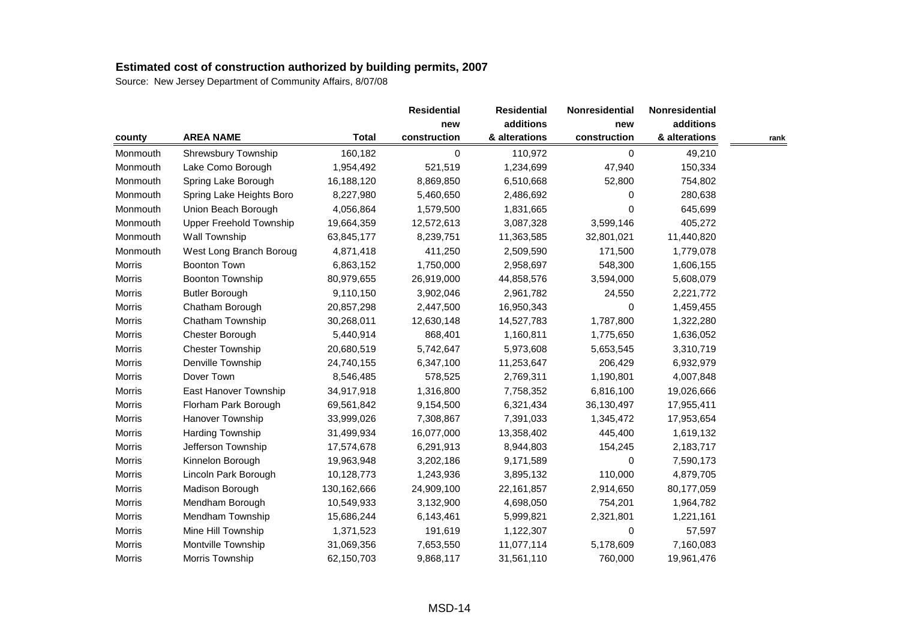## Estimated cost of construction authorized by building permits, 2007

Source: New Jersey Department of Community Affairs, 8/07/08

| county | AREA NAME | Total | Residential new construction | Residential additions & alterations | Nonresidential new construction | Nonresidential additions & alterations | rank |
|---|---|---|---|---|---|---|---|
| Monmouth | Shrewsbury Township | 160,182 | 0 | 110,972 | 0 | 49,210 | |
| Monmouth | Lake Como Borough | 1,954,492 | 521,519 | 1,234,699 | 47,940 | 150,334 | |
| Monmouth | Spring Lake Borough | 16,188,120 | 8,869,850 | 6,510,668 | 52,800 | 754,802 | |
| Monmouth | Spring Lake Heights Boro | 8,227,980 | 5,460,650 | 2,486,692 | 0 | 280,638 | |
| Monmouth | Union Beach Borough | 4,056,864 | 1,579,500 | 1,831,665 | 0 | 645,699 | |
| Monmouth | Upper Freehold Township | 19,664,359 | 12,572,613 | 3,087,328 | 3,599,146 | 405,272 | |
| Monmouth | Wall Township | 63,845,177 | 8,239,751 | 11,363,585 | 32,801,021 | 11,440,820 | |
| Monmouth | West Long Branch Boroug | 4,871,418 | 411,250 | 2,509,590 | 171,500 | 1,779,078 | |
| Morris | Boonton Town | 6,863,152 | 1,750,000 | 2,958,697 | 548,300 | 1,606,155 | |
| Morris | Boonton Township | 80,979,655 | 26,919,000 | 44,858,576 | 3,594,000 | 5,608,079 | |
| Morris | Butler Borough | 9,110,150 | 3,902,046 | 2,961,782 | 24,550 | 2,221,772 | |
| Morris | Chatham Borough | 20,857,298 | 2,447,500 | 16,950,343 | 0 | 1,459,455 | |
| Morris | Chatham Township | 30,268,011 | 12,630,148 | 14,527,783 | 1,787,800 | 1,322,280 | |
| Morris | Chester Borough | 5,440,914 | 868,401 | 1,160,811 | 1,775,650 | 1,636,052 | |
| Morris | Chester Township | 20,680,519 | 5,742,647 | 5,973,608 | 5,653,545 | 3,310,719 | |
| Morris | Denville Township | 24,740,155 | 6,347,100 | 11,253,647 | 206,429 | 6,932,979 | |
| Morris | Dover Town | 8,546,485 | 578,525 | 2,769,311 | 1,190,801 | 4,007,848 | |
| Morris | East Hanover Township | 34,917,918 | 1,316,800 | 7,758,352 | 6,816,100 | 19,026,666 | |
| Morris | Florham Park Borough | 69,561,842 | 9,154,500 | 6,321,434 | 36,130,497 | 17,955,411 | |
| Morris | Hanover Township | 33,999,026 | 7,308,867 | 7,391,033 | 1,345,472 | 17,953,654 | |
| Morris | Harding Township | 31,499,934 | 16,077,000 | 13,358,402 | 445,400 | 1,619,132 | |
| Morris | Jefferson Township | 17,574,678 | 6,291,913 | 8,944,803 | 154,245 | 2,183,717 | |
| Morris | Kinnelon Borough | 19,963,948 | 3,202,186 | 9,171,589 | 0 | 7,590,173 | |
| Morris | Lincoln Park Borough | 10,128,773 | 1,243,936 | 3,895,132 | 110,000 | 4,879,705 | |
| Morris | Madison Borough | 130,162,666 | 24,909,100 | 22,161,857 | 2,914,650 | 80,177,059 | |
| Morris | Mendham Borough | 10,549,933 | 3,132,900 | 4,698,050 | 754,201 | 1,964,782 | |
| Morris | Mendham Township | 15,686,244 | 6,143,461 | 5,999,821 | 2,321,801 | 1,221,161 | |
| Morris | Mine Hill Township | 1,371,523 | 191,619 | 1,122,307 | 0 | 57,597 | |
| Morris | Montville Township | 31,069,356 | 7,653,550 | 11,077,114 | 5,178,609 | 7,160,083 | |
| Morris | Morris Township | 62,150,703 | 9,868,117 | 31,561,110 | 760,000 | 19,961,476 | |

MSD-14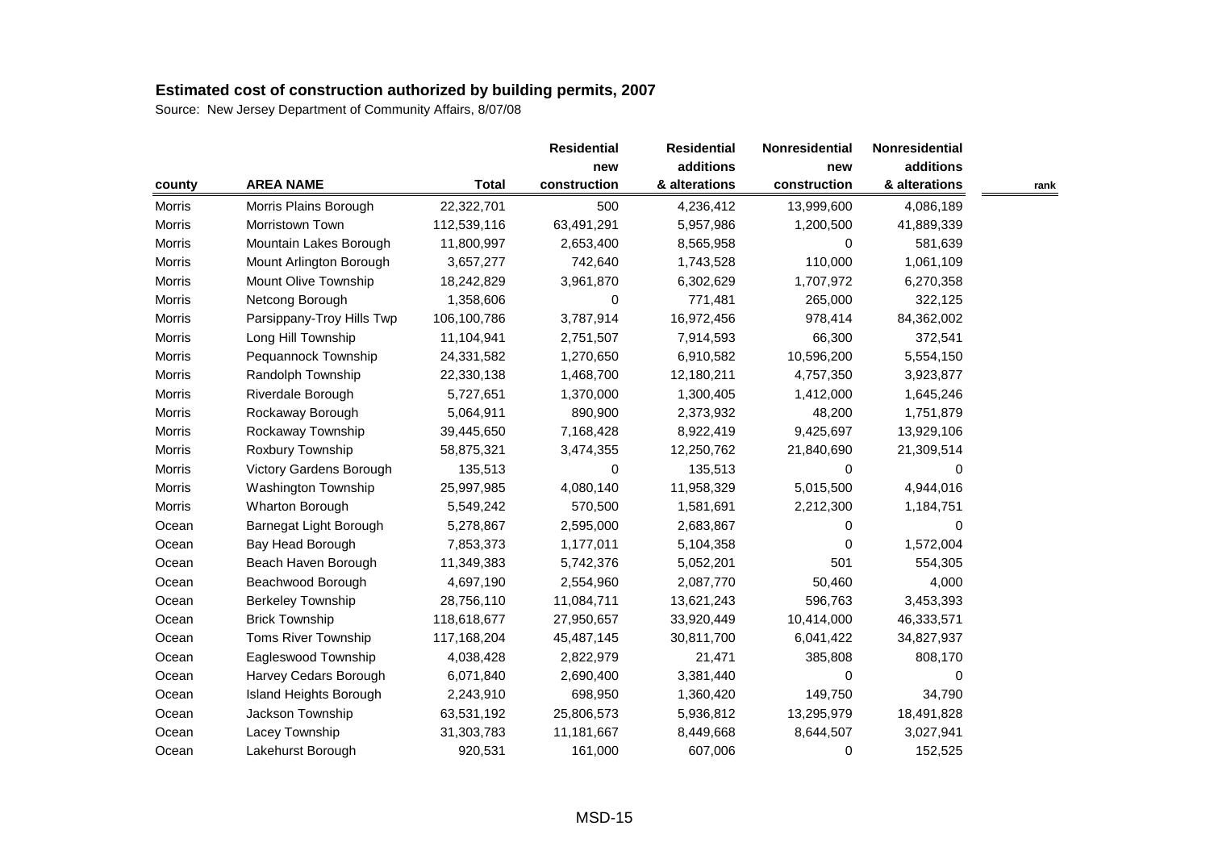## Estimated cost of construction authorized by building permits, 2007

Source: New Jersey Department of Community Affairs, 8/07/08

| county | AREA NAME | Total | Residential new construction | Residential additions & alterations | Nonresidential new construction | Nonresidential additions & alterations | rank |
|---|---|---|---|---|---|---|---|
| Morris | Morris Plains Borough | 22,322,701 | 500 | 4,236,412 | 13,999,600 | 4,086,189 | |
| Morris | Morristown Town | 112,539,116 | 63,491,291 | 5,957,986 | 1,200,500 | 41,889,339 | |
| Morris | Mountain Lakes Borough | 11,800,997 | 2,653,400 | 8,565,958 | 0 | 581,639 | |
| Morris | Mount Arlington Borough | 3,657,277 | 742,640 | 1,743,528 | 110,000 | 1,061,109 | |
| Morris | Mount Olive Township | 18,242,829 | 3,961,870 | 6,302,629 | 1,707,972 | 6,270,358 | |
| Morris | Netcong Borough | 1,358,606 | 0 | 771,481 | 265,000 | 322,125 | |
| Morris | Parsippany-Troy Hills Twp | 106,100,786 | 3,787,914 | 16,972,456 | 978,414 | 84,362,002 | |
| Morris | Long Hill Township | 11,104,941 | 2,751,507 | 7,914,593 | 66,300 | 372,541 | |
| Morris | Pequannock Township | 24,331,582 | 1,270,650 | 6,910,582 | 10,596,200 | 5,554,150 | |
| Morris | Randolph Township | 22,330,138 | 1,468,700 | 12,180,211 | 4,757,350 | 3,923,877 | |
| Morris | Riverdale Borough | 5,727,651 | 1,370,000 | 1,300,405 | 1,412,000 | 1,645,246 | |
| Morris | Rockaway Borough | 5,064,911 | 890,900 | 2,373,932 | 48,200 | 1,751,879 | |
| Morris | Rockaway Township | 39,445,650 | 7,168,428 | 8,922,419 | 9,425,697 | 13,929,106 | |
| Morris | Roxbury Township | 58,875,321 | 3,474,355 | 12,250,762 | 21,840,690 | 21,309,514 | |
| Morris | Victory Gardens Borough | 135,513 | 0 | 135,513 | 0 | 0 | |
| Morris | Washington Township | 25,997,985 | 4,080,140 | 11,958,329 | 5,015,500 | 4,944,016 | |
| Morris | Wharton Borough | 5,549,242 | 570,500 | 1,581,691 | 2,212,300 | 1,184,751 | |
| Ocean | Barnegat Light Borough | 5,278,867 | 2,595,000 | 2,683,867 | 0 | 0 | |
| Ocean | Bay Head Borough | 7,853,373 | 1,177,011 | 5,104,358 | 0 | 1,572,004 | |
| Ocean | Beach Haven Borough | 11,349,383 | 5,742,376 | 5,052,201 | 501 | 554,305 | |
| Ocean | Beachwood Borough | 4,697,190 | 2,554,960 | 2,087,770 | 50,460 | 4,000 | |
| Ocean | Berkeley Township | 28,756,110 | 11,084,711 | 13,621,243 | 596,763 | 3,453,393 | |
| Ocean | Brick Township | 118,618,677 | 27,950,657 | 33,920,449 | 10,414,000 | 46,333,571 | |
| Ocean | Toms River Township | 117,168,204 | 45,487,145 | 30,811,700 | 6,041,422 | 34,827,937 | |
| Ocean | Eagleswood Township | 4,038,428 | 2,822,979 | 21,471 | 385,808 | 808,170 | |
| Ocean | Harvey Cedars Borough | 6,071,840 | 2,690,400 | 3,381,440 | 0 | 0 | |
| Ocean | Island Heights Borough | 2,243,910 | 698,950 | 1,360,420 | 149,750 | 34,790 | |
| Ocean | Jackson Township | 63,531,192 | 25,806,573 | 5,936,812 | 13,295,979 | 18,491,828 | |
| Ocean | Lacey Township | 31,303,783 | 11,181,667 | 8,449,668 | 8,644,507 | 3,027,941 | |
| Ocean | Lakehurst Borough | 920,531 | 161,000 | 607,006 | 0 | 152,525 | |

MSD-15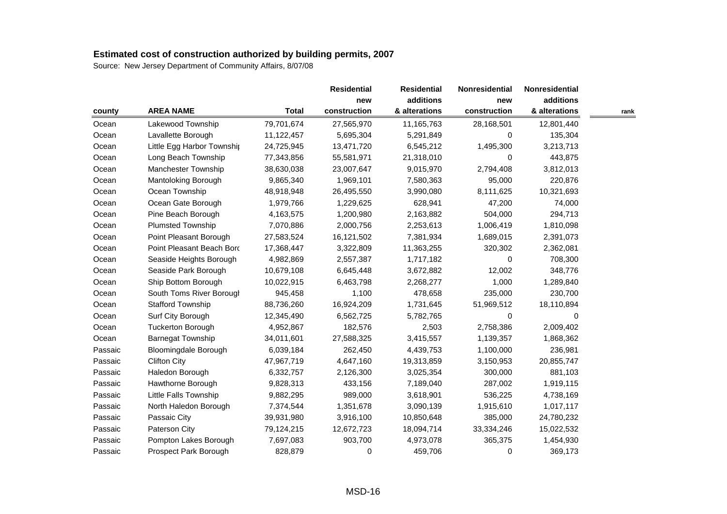**Estimated cost of construction authorized by building permits, 2007**

Source: New Jersey Department of Community Affairs, 8/07/08

| county | AREA NAME | Total | Residential new construction | Residential additions & alterations | Nonresidential new construction | Nonresidential additions & alterations | rank |
|---|---|---|---|---|---|---|---|
| Ocean | Lakewood Township | 79,701,674 | 27,565,970 | 11,165,763 | 28,168,501 | 12,801,440 | |
| Ocean | Lavallette Borough | 11,122,457 | 5,695,304 | 5,291,849 | 0 | 135,304 | |
| Ocean | Little Egg Harbor Townshi | 24,725,945 | 13,471,720 | 6,545,212 | 1,495,300 | 3,213,713 | |
| Ocean | Long Beach Township | 77,343,856 | 55,581,971 | 21,318,010 | 0 | 443,875 | |
| Ocean | Manchester Township | 38,630,038 | 23,007,647 | 9,015,970 | 2,794,408 | 3,812,013 | |
| Ocean | Mantoloking Borough | 9,865,340 | 1,969,101 | 7,580,363 | 95,000 | 220,876 | |
| Ocean | Ocean Township | 48,918,948 | 26,495,550 | 3,990,080 | 8,111,625 | 10,321,693 | |
| Ocean | Ocean Gate Borough | 1,979,766 | 1,229,625 | 628,941 | 47,200 | 74,000 | |
| Ocean | Pine Beach Borough | 4,163,575 | 1,200,980 | 2,163,882 | 504,000 | 294,713 | |
| Ocean | Plumsted Township | 7,070,886 | 2,000,756 | 2,253,613 | 1,006,419 | 1,810,098 | |
| Ocean | Point Pleasant Borough | 27,583,524 | 16,121,502 | 7,381,934 | 1,689,015 | 2,391,073 | |
| Ocean | Point Pleasant Beach Borc | 17,368,447 | 3,322,809 | 11,363,255 | 320,302 | 2,362,081 | |
| Ocean | Seaside Heights Borough | 4,982,869 | 2,557,387 | 1,717,182 | 0 | 708,300 | |
| Ocean | Seaside Park Borough | 10,679,108 | 6,645,448 | 3,672,882 | 12,002 | 348,776 | |
| Ocean | Ship Bottom Borough | 10,022,915 | 6,463,798 | 2,268,277 | 1,000 | 1,289,840 | |
| Ocean | South Toms River Borougl | 945,458 | 1,100 | 478,658 | 235,000 | 230,700 | |
| Ocean | Stafford Township | 88,736,260 | 16,924,209 | 1,731,645 | 51,969,512 | 18,110,894 | |
| Ocean | Surf City Borough | 12,345,490 | 6,562,725 | 5,782,765 | 0 | 0 | |
| Ocean | Tuckerton Borough | 4,952,867 | 182,576 | 2,503 | 2,758,386 | 2,009,402 | |
| Ocean | Barnegat Township | 34,011,601 | 27,588,325 | 3,415,557 | 1,139,357 | 1,868,362 | |
| Passaic | Bloomingdale Borough | 6,039,184 | 262,450 | 4,439,753 | 1,100,000 | 236,981 | |
| Passaic | Clifton City | 47,967,719 | 4,647,160 | 19,313,859 | 3,150,953 | 20,855,747 | |
| Passaic | Haledon Borough | 6,332,757 | 2,126,300 | 3,025,354 | 300,000 | 881,103 | |
| Passaic | Hawthorne Borough | 9,828,313 | 433,156 | 7,189,040 | 287,002 | 1,919,115 | |
| Passaic | Little Falls Township | 9,882,295 | 989,000 | 3,618,901 | 536,225 | 4,738,169 | |
| Passaic | North Haledon Borough | 7,374,544 | 1,351,678 | 3,090,139 | 1,915,610 | 1,017,117 | |
| Passaic | Passaic City | 39,931,980 | 3,916,100 | 10,850,648 | 385,000 | 24,780,232 | |
| Passaic | Paterson City | 79,124,215 | 12,672,723 | 18,094,714 | 33,334,246 | 15,022,532 | |
| Passaic | Pompton Lakes Borough | 7,697,083 | 903,700 | 4,973,078 | 365,375 | 1,454,930 | |
| Passaic | Prospect Park Borough | 828,879 | 0 | 459,706 | 0 | 369,173 | |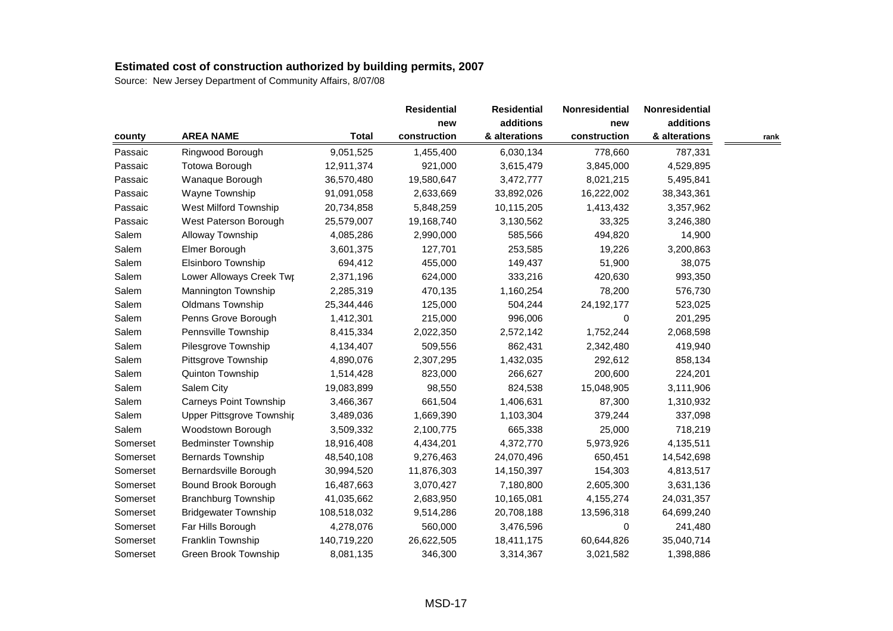## Estimated cost of construction authorized by building permits, 2007

Source: New Jersey Department of Community Affairs, 8/07/08

| county | AREA NAME | Total | Residential new construction | Residential additions & alterations | Nonresidential new construction | Nonresidential additions & alterations | rank |
|---|---|---|---|---|---|---|---|
| Passaic | Ringwood Borough | 9,051,525 | 1,455,400 | 6,030,134 | 778,660 | 787,331 | |
| Passaic | Totowa Borough | 12,911,374 | 921,000 | 3,615,479 | 3,845,000 | 4,529,895 | |
| Passaic | Wanaque Borough | 36,570,480 | 19,580,647 | 3,472,777 | 8,021,215 | 5,495,841 | |
| Passaic | Wayne Township | 91,091,058 | 2,633,669 | 33,892,026 | 16,222,002 | 38,343,361 | |
| Passaic | West Milford Township | 20,734,858 | 5,848,259 | 10,115,205 | 1,413,432 | 3,357,962 | |
| Passaic | West Paterson Borough | 25,579,007 | 19,168,740 | 3,130,562 | 33,325 | 3,246,380 | |
| Salem | Alloway Township | 4,085,286 | 2,990,000 | 585,566 | 494,820 | 14,900 | |
| Salem | Elmer Borough | 3,601,375 | 127,701 | 253,585 | 19,226 | 3,200,863 | |
| Salem | Elsinboro Township | 694,412 | 455,000 | 149,437 | 51,900 | 38,075 | |
| Salem | Lower Alloways Creek Twp | 2,371,196 | 624,000 | 333,216 | 420,630 | 993,350 | |
| Salem | Mannington Township | 2,285,319 | 470,135 | 1,160,254 | 78,200 | 576,730 | |
| Salem | Oldmans Township | 25,344,446 | 125,000 | 504,244 | 24,192,177 | 523,025 | |
| Salem | Penns Grove Borough | 1,412,301 | 215,000 | 996,006 | 0 | 201,295 | |
| Salem | Pennsville Township | 8,415,334 | 2,022,350 | 2,572,142 | 1,752,244 | 2,068,598 | |
| Salem | Pilesgrove Township | 4,134,407 | 509,556 | 862,431 | 2,342,480 | 419,940 | |
| Salem | Pittsgrove Township | 4,890,076 | 2,307,295 | 1,432,035 | 292,612 | 858,134 | |
| Salem | Quinton Township | 1,514,428 | 823,000 | 266,627 | 200,600 | 224,201 | |
| Salem | Salem City | 19,083,899 | 98,550 | 824,538 | 15,048,905 | 3,111,906 | |
| Salem | Carneys Point Township | 3,466,367 | 661,504 | 1,406,631 | 87,300 | 1,310,932 | |
| Salem | Upper Pittsgrove Township | 3,489,036 | 1,669,390 | 1,103,304 | 379,244 | 337,098 | |
| Salem | Woodstown Borough | 3,509,332 | 2,100,775 | 665,338 | 25,000 | 718,219 | |
| Somerset | Bedminster Township | 18,916,408 | 4,434,201 | 4,372,770 | 5,973,926 | 4,135,511 | |
| Somerset | Bernards Township | 48,540,108 | 9,276,463 | 24,070,496 | 650,451 | 14,542,698 | |
| Somerset | Bernardsville Borough | 30,994,520 | 11,876,303 | 14,150,397 | 154,303 | 4,813,517 | |
| Somerset | Bound Brook Borough | 16,487,663 | 3,070,427 | 7,180,800 | 2,605,300 | 3,631,136 | |
| Somerset | Branchburg Township | 41,035,662 | 2,683,950 | 10,165,081 | 4,155,274 | 24,031,357 | |
| Somerset | Bridgewater Township | 108,518,032 | 9,514,286 | 20,708,188 | 13,596,318 | 64,699,240 | |
| Somerset | Far Hills Borough | 4,278,076 | 560,000 | 3,476,596 | 0 | 241,480 | |
| Somerset | Franklin Township | 140,719,220 | 26,622,505 | 18,411,175 | 60,644,826 | 35,040,714 | |
| Somerset | Green Brook Township | 8,081,135 | 346,300 | 3,314,367 | 3,021,582 | 1,398,886 | |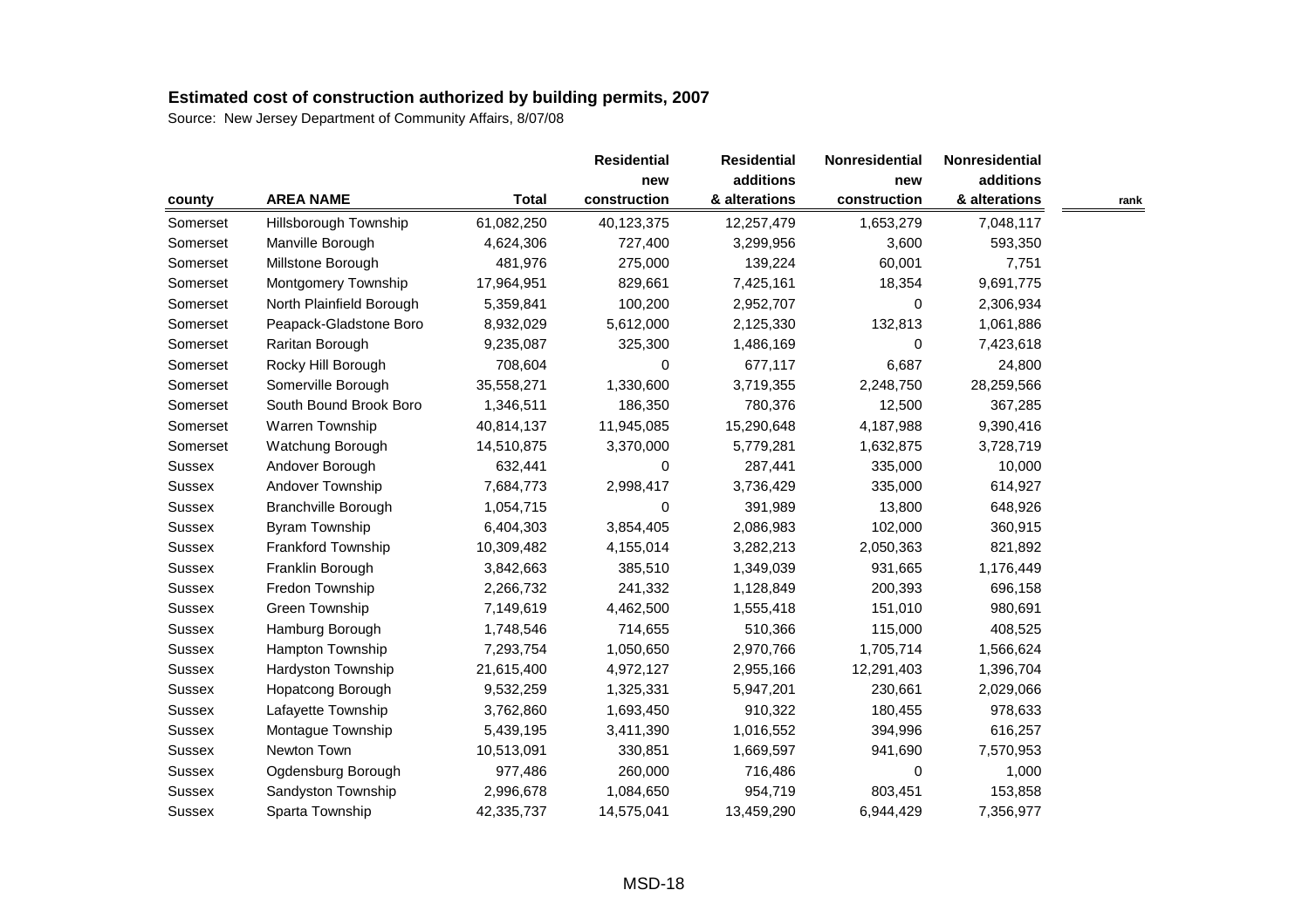# Estimated cost of construction authorized by building permits, 2007

Source: New Jersey Department of Community Affairs, 8/07/08

| county | AREA NAME | Total | Residential new construction | Residential additions & alterations | Nonresidential new construction | Nonresidential additions & alterations | rank |
|---|---|---|---|---|---|---|---|
| Somerset | Hillsborough Township | 61,082,250 | 40,123,375 | 12,257,479 | 1,653,279 | 7,048,117 | |
| Somerset | Manville Borough | 4,624,306 | 727,400 | 3,299,956 | 3,600 | 593,350 | |
| Somerset | Millstone Borough | 481,976 | 275,000 | 139,224 | 60,001 | 7,751 | |
| Somerset | Montgomery Township | 17,964,951 | 829,661 | 7,425,161 | 18,354 | 9,691,775 | |
| Somerset | North Plainfield Borough | 5,359,841 | 100,200 | 2,952,707 | 0 | 2,306,934 | |
| Somerset | Peapack-Gladstone Boro | 8,932,029 | 5,612,000 | 2,125,330 | 132,813 | 1,061,886 | |
| Somerset | Raritan Borough | 9,235,087 | 325,300 | 1,486,169 | 0 | 7,423,618 | |
| Somerset | Rocky Hill Borough | 708,604 | 0 | 677,117 | 6,687 | 24,800 | |
| Somerset | Somerville Borough | 35,558,271 | 1,330,600 | 3,719,355 | 2,248,750 | 28,259,566 | |
| Somerset | South Bound Brook Boro | 1,346,511 | 186,350 | 780,376 | 12,500 | 367,285 | |
| Somerset | Warren Township | 40,814,137 | 11,945,085 | 15,290,648 | 4,187,988 | 9,390,416 | |
| Somerset | Watchung Borough | 14,510,875 | 3,370,000 | 5,779,281 | 1,632,875 | 3,728,719 | |
| Sussex | Andover Borough | 632,441 | 0 | 287,441 | 335,000 | 10,000 | |
| Sussex | Andover Township | 7,684,773 | 2,998,417 | 3,736,429 | 335,000 | 614,927 | |
| Sussex | Branchville Borough | 1,054,715 | 0 | 391,989 | 13,800 | 648,926 | |
| Sussex | Byram Township | 6,404,303 | 3,854,405 | 2,086,983 | 102,000 | 360,915 | |
| Sussex | Frankford Township | 10,309,482 | 4,155,014 | 3,282,213 | 2,050,363 | 821,892 | |
| Sussex | Franklin Borough | 3,842,663 | 385,510 | 1,349,039 | 931,665 | 1,176,449 | |
| Sussex | Fredon Township | 2,266,732 | 241,332 | 1,128,849 | 200,393 | 696,158 | |
| Sussex | Green Township | 7,149,619 | 4,462,500 | 1,555,418 | 151,010 | 980,691 | |
| Sussex | Hamburg Borough | 1,748,546 | 714,655 | 510,366 | 115,000 | 408,525 | |
| Sussex | Hampton Township | 7,293,754 | 1,050,650 | 2,970,766 | 1,705,714 | 1,566,624 | |
| Sussex | Hardyston Township | 21,615,400 | 4,972,127 | 2,955,166 | 12,291,403 | 1,396,704 | |
| Sussex | Hopatcong Borough | 9,532,259 | 1,325,331 | 5,947,201 | 230,661 | 2,029,066 | |
| Sussex | Lafayette Township | 3,762,860 | 1,693,450 | 910,322 | 180,455 | 978,633 | |
| Sussex | Montague Township | 5,439,195 | 3,411,390 | 1,016,552 | 394,996 | 616,257 | |
| Sussex | Newton Town | 10,513,091 | 330,851 | 1,669,597 | 941,690 | 7,570,953 | |
| Sussex | Ogdensburg Borough | 977,486 | 260,000 | 716,486 | 0 | 1,000 | |
| Sussex | Sandyston Township | 2,996,678 | 1,084,650 | 954,719 | 803,451 | 153,858 | |
| Sussex | Sparta Township | 42,335,737 | 14,575,041 | 13,459,290 | 6,944,429 | 7,356,977 | |

MSD-18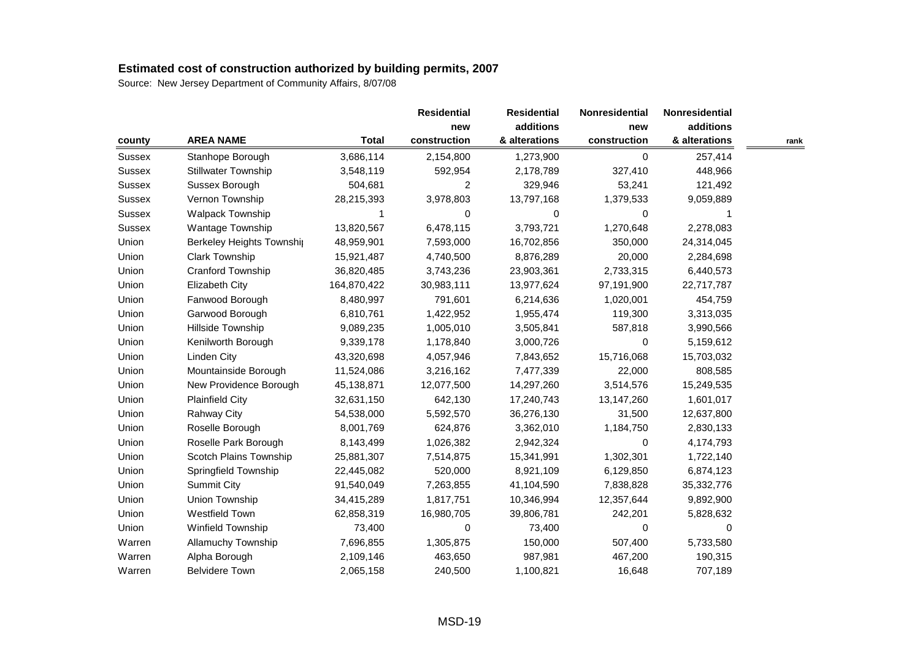# Estimated cost of construction authorized by building permits, 2007

Source: New Jersey Department of Community Affairs, 8/07/08

| county | AREA NAME | Total | Residential new construction | Residential additions & alterations | Nonresidential new construction | Nonresidential additions & alterations | rank |
|---|---|---|---|---|---|---|---|
| Sussex | Stanhope Borough | 3,686,114 | 2,154,800 | 1,273,900 | 0 | 257,414 | |
| Sussex | Stillwater Township | 3,548,119 | 592,954 | 2,178,789 | 327,410 | 448,966 | |
| Sussex | Sussex Borough | 504,681 | 2 | 329,946 | 53,241 | 121,492 | |
| Sussex | Vernon Township | 28,215,393 | 3,978,803 | 13,797,168 | 1,379,533 | 9,059,889 | |
| Sussex | Walpack Township | 1 | 0 | 0 | 0 | 1 | |
| Sussex | Wantage Township | 13,820,567 | 6,478,115 | 3,793,721 | 1,270,648 | 2,278,083 | |
| Union | Berkeley Heights Townshi | 48,959,901 | 7,593,000 | 16,702,856 | 350,000 | 24,314,045 | |
| Union | Clark Township | 15,921,487 | 4,740,500 | 8,876,289 | 20,000 | 2,284,698 | |
| Union | Cranford Township | 36,820,485 | 3,743,236 | 23,903,361 | 2,733,315 | 6,440,573 | |
| Union | Elizabeth City | 164,870,422 | 30,983,111 | 13,977,624 | 97,191,900 | 22,717,787 | |
| Union | Fanwood Borough | 8,480,997 | 791,601 | 6,214,636 | 1,020,001 | 454,759 | |
| Union | Garwood Borough | 6,810,761 | 1,422,952 | 1,955,474 | 119,300 | 3,313,035 | |
| Union | Hillside Township | 9,089,235 | 1,005,010 | 3,505,841 | 587,818 | 3,990,566 | |
| Union | Kenilworth Borough | 9,339,178 | 1,178,840 | 3,000,726 | 0 | 5,159,612 | |
| Union | Linden City | 43,320,698 | 4,057,946 | 7,843,652 | 15,716,068 | 15,703,032 | |
| Union | Mountainside Borough | 11,524,086 | 3,216,162 | 7,477,339 | 22,000 | 808,585 | |
| Union | New Providence Borough | 45,138,871 | 12,077,500 | 14,297,260 | 3,514,576 | 15,249,535 | |
| Union | Plainfield City | 32,631,150 | 642,130 | 17,240,743 | 13,147,260 | 1,601,017 | |
| Union | Rahway City | 54,538,000 | 5,592,570 | 36,276,130 | 31,500 | 12,637,800 | |
| Union | Roselle Borough | 8,001,769 | 624,876 | 3,362,010 | 1,184,750 | 2,830,133 | |
| Union | Roselle Park Borough | 8,143,499 | 1,026,382 | 2,942,324 | 0 | 4,174,793 | |
| Union | Scotch Plains Township | 25,881,307 | 7,514,875 | 15,341,991 | 1,302,301 | 1,722,140 | |
| Union | Springfield Township | 22,445,082 | 520,000 | 8,921,109 | 6,129,850 | 6,874,123 | |
| Union | Summit City | 91,540,049 | 7,263,855 | 41,104,590 | 7,838,828 | 35,332,776 | |
| Union | Union Township | 34,415,289 | 1,817,751 | 10,346,994 | 12,357,644 | 9,892,900 | |
| Union | Westfield Town | 62,858,319 | 16,980,705 | 39,806,781 | 242,201 | 5,828,632 | |
| Union | Winfield Township | 73,400 | 0 | 73,400 | 0 | 0 | |
| Warren | Allamuchy Township | 7,696,855 | 1,305,875 | 150,000 | 507,400 | 5,733,580 | |
| Warren | Alpha Borough | 2,109,146 | 463,650 | 987,981 | 467,200 | 190,315 | |
| Warren | Belvidere Town | 2,065,158 | 240,500 | 1,100,821 | 16,648 | 707,189 | |

MSD-19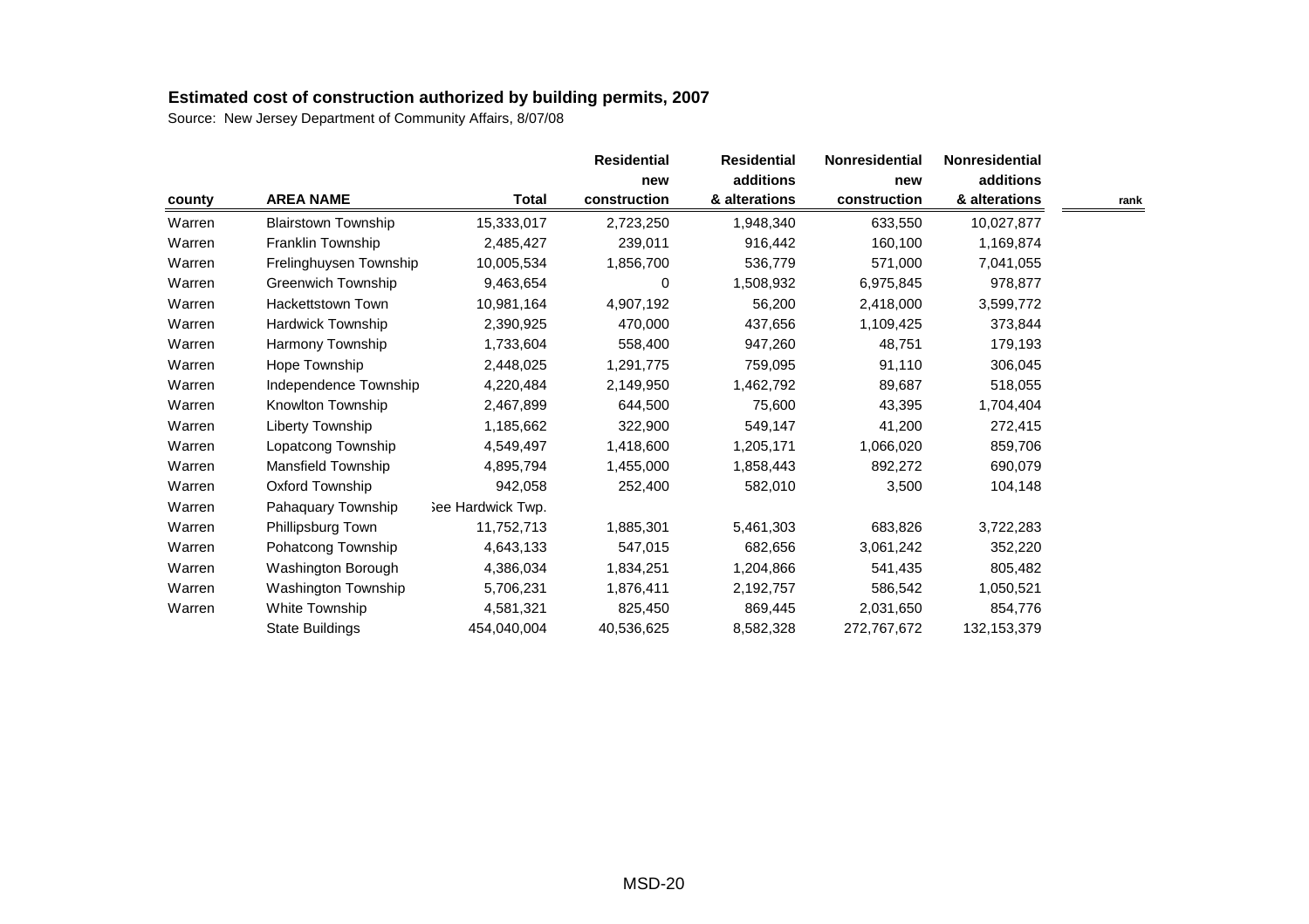**Estimated cost of construction authorized by building permits, 2007**

Source: New Jersey Department of Community Affairs, 8/07/08

| county | AREA NAME | Total | Residential new construction | Residential additions & alterations | Nonresidential new construction | Nonresidential additions & alterations | rank |
|---|---|---|---|---|---|---|---|
| Warren | Blairstown Township | 15,333,017 | 2,723,250 | 1,948,340 | 633,550 | 10,027,877 | |
| Warren | Franklin Township | 2,485,427 | 239,011 | 916,442 | 160,100 | 1,169,874 | |
| Warren | Frelinghuysen Township | 10,005,534 | 1,856,700 | 536,779 | 571,000 | 7,041,055 | |
| Warren | Greenwich Township | 9,463,654 | 0 | 1,508,932 | 6,975,845 | 978,877 | |
| Warren | Hackettstown Town | 10,981,164 | 4,907,192 | 56,200 | 2,418,000 | 3,599,772 | |
| Warren | Hardwick Township | 2,390,925 | 470,000 | 437,656 | 1,109,425 | 373,844 | |
| Warren | Harmony Township | 1,733,604 | 558,400 | 947,260 | 48,751 | 179,193 | |
| Warren | Hope Township | 2,448,025 | 1,291,775 | 759,095 | 91,110 | 306,045 | |
| Warren | Independence Township | 4,220,484 | 2,149,950 | 1,462,792 | 89,687 | 518,055 | |
| Warren | Knowlton Township | 2,467,899 | 644,500 | 75,600 | 43,395 | 1,704,404 | |
| Warren | Liberty Township | 1,185,662 | 322,900 | 549,147 | 41,200 | 272,415 | |
| Warren | Lopatcong Township | 4,549,497 | 1,418,600 | 1,205,171 | 1,066,020 | 859,706 | |
| Warren | Mansfield Township | 4,895,794 | 1,455,000 | 1,858,443 | 892,272 | 690,079 | |
| Warren | Oxford Township | 942,058 | 252,400 | 582,010 | 3,500 | 104,148 | |
| Warren | Pahaquary Township | See Hardwick Twp. | | | | | |
| Warren | Phillipsburg Town | 11,752,713 | 1,885,301 | 5,461,303 | 683,826 | 3,722,283 | |
| Warren | Pohatcong Township | 4,643,133 | 547,015 | 682,656 | 3,061,242 | 352,220 | |
| Warren | Washington Borough | 4,386,034 | 1,834,251 | 1,204,866 | 541,435 | 805,482 | |
| Warren | Washington Township | 5,706,231 | 1,876,411 | 2,192,757 | 586,542 | 1,050,521 | |
| Warren | White Township | 4,581,321 | 825,450 | 869,445 | 2,031,650 | 854,776 | |
| | State Buildings | 454,040,004 | 40,536,625 | 8,582,328 | 272,767,672 | 132,153,379 | |